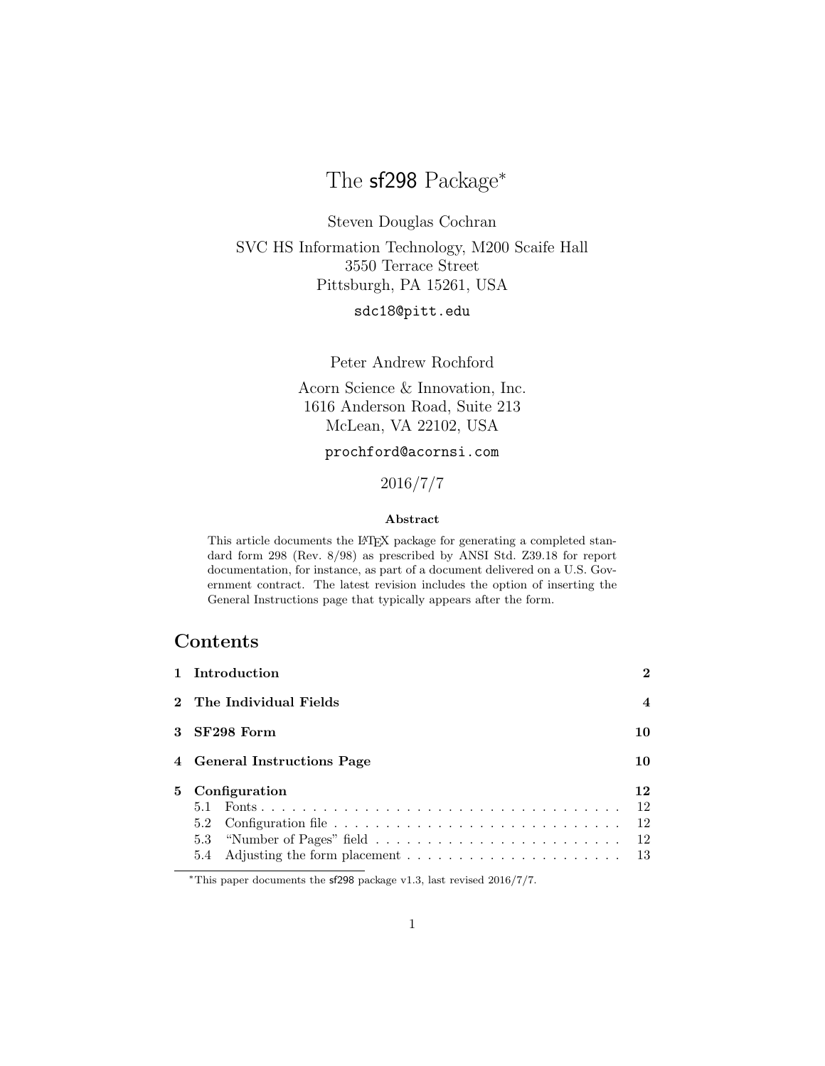# The sf298 Package*

Steven Douglas Cochran

SVC HS Information Technology, M200 Scaife Hall
3550 Terrace Street
Pittsburgh, PA 15261, USA

sdc18@pitt.edu

Peter Andrew Rochford

Acorn Science & Innovation, Inc.
1616 Anderson Road, Suite 213
McLean, VA 22102, USA

prochford@acornsi.com

2016/7/7

**Abstract**

This article documents the LaTeX package for generating a completed standard form 298 (Rev. 8/98) as prescribed by ANSI Std. Z39.18 for report documentation, for instance, as part of a document delivered on a U.S. Government contract. The latest revision includes the option of inserting the General Instructions page that typically appears after the form.

## Contents

| | |
|---|---|
| **1 Introduction** | **2** |
| **2 The Individual Fields** | **4** |
| **3 SF298 Form** | **10** |
| **4 General Instructions Page** | **10** |
| **5 Configuration** | **12** |
| 5.1 Fonts | 12 |
| 5.2 Configuration file | 12 |
| 5.3 "Number of Pages" field | 12 |
| 5.4 Adjusting the form placement | 13 |

*This paper documents the sf298 package v1.3, last revised 2016/7/7.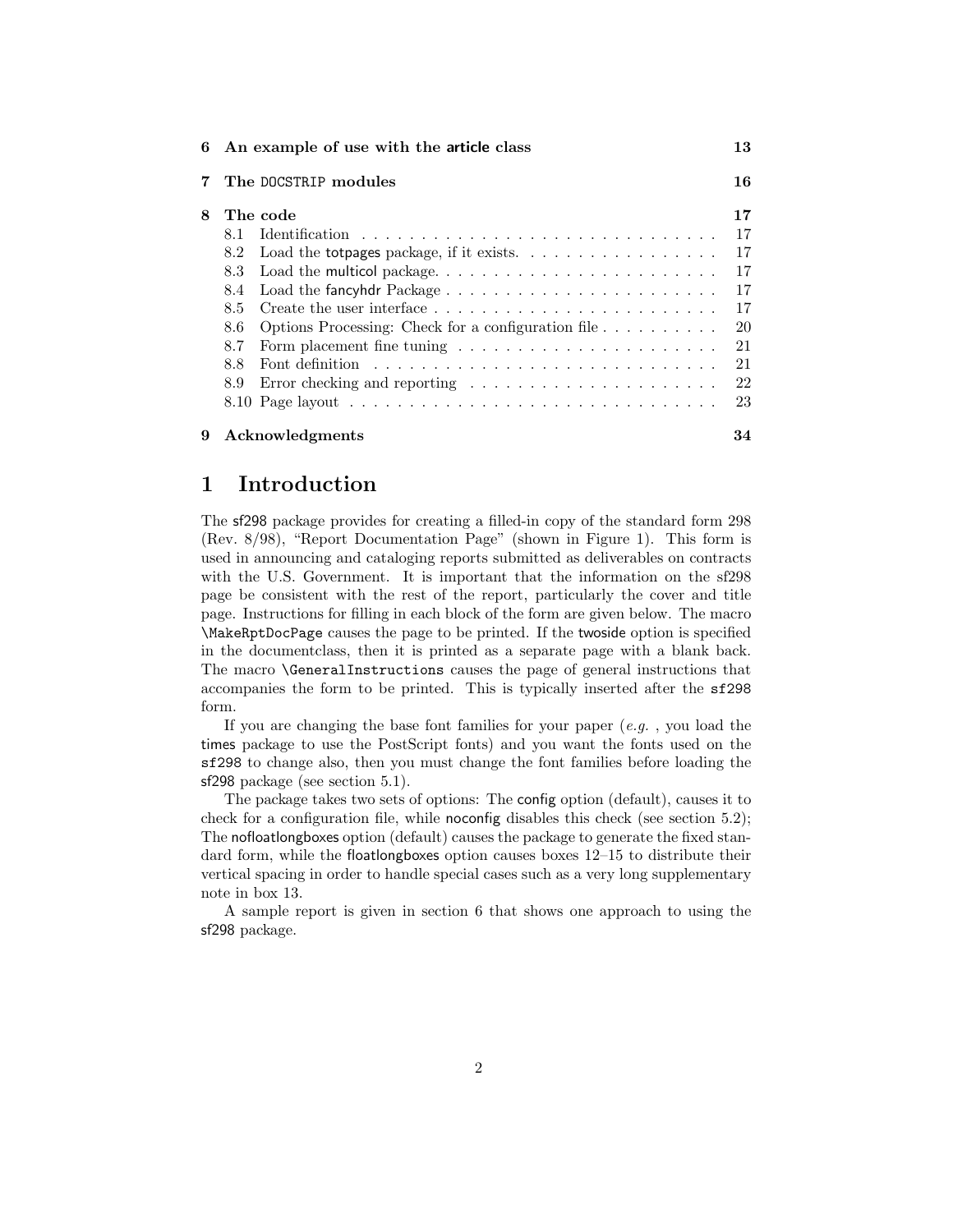| | | |
|---|---|---|
| **6** | **An example of use with the article class** | **13** |
| **7** | **The DOCSTRIP modules** | **16** |
| **8** | **The code** | **17** |
| 8.1 | Identification | 17 |
| 8.2 | Load the totpages package, if it exists. | 17 |
| 8.3 | Load the multicol package. | 17 |
| 8.4 | Load the fancyhdr Package | 17 |
| 8.5 | Create the user interface | 17 |
| 8.6 | Options Processing: Check for a configuration file | 20 |
| 8.7 | Form placement fine tuning | 21 |
| 8.8 | Font definition | 21 |
| 8.9 | Error checking and reporting | 22 |
| 8.10 | Page layout | 23 |
| **9** | **Acknowledgments** | **34** |

# 1 Introduction

The sf298 package provides for creating a filled-in copy of the standard form 298 (Rev. 8/98), "Report Documentation Page" (shown in Figure 1). This form is used in announcing and cataloging reports submitted as deliverables on contracts with the U.S. Government. It is important that the information on the sf298 page be consistent with the rest of the report, particularly the cover and title page. Instructions for filling in each block of the form are given below. The macro `\MakeRptDocPage` causes the page to be printed. If the twoside option is specified in the documentclass, then it is printed as a separate page with a blank back. The macro `\GeneralInstructions` causes the page of general instructions that accompanies the form to be printed. This is typically inserted after the `sf298` form.

If you are changing the base font families for your paper (*e.g.* , you load the times package to use the PostScript fonts) and you want the fonts used on the `sf298` to change also, then you must change the font families before loading the sf298 package (see section 5.1).

The package takes two sets of options: The config option (default), causes it to check for a configuration file, while noconfig disables this check (see section 5.2); The nofloatlongboxes option (default) causes the package to generate the fixed standard form, while the floatlongboxes option causes boxes 12–15 to distribute their vertical spacing in order to handle special cases such as a very long supplementary note in box 13.

A sample report is given in section 6 that shows one approach to using the sf298 package.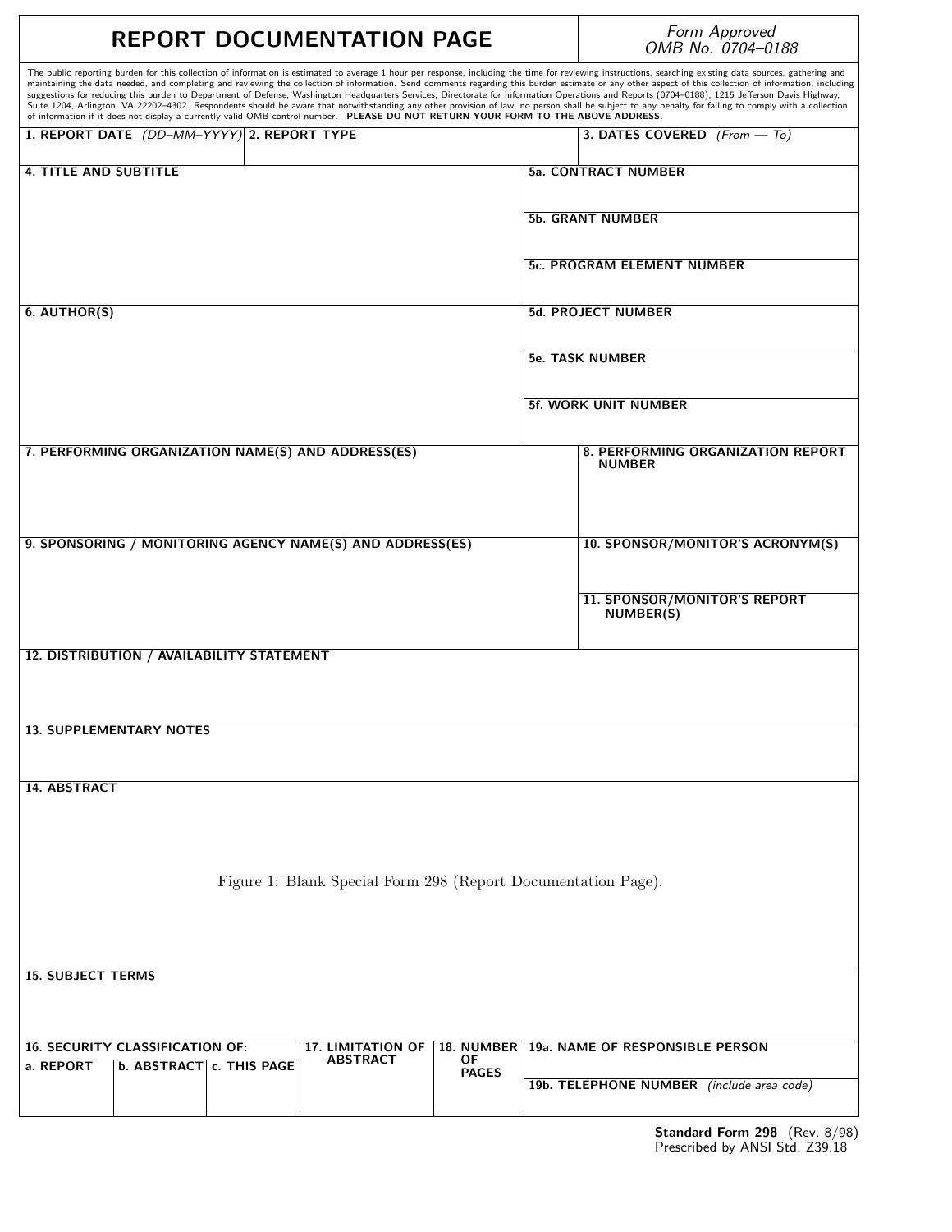# REPORT DOCUMENTATION PAGE

*Form Approved*
*OMB No. 0704–0188*

The public reporting burden for this collection of information is estimated to average 1 hour per response, including the time for reviewing instructions, searching existing data sources, gathering and maintaining the data needed, and completing and reviewing the collection of information. Send comments regarding this burden estimate or any other aspect of this collection of information, including suggestions for reducing this burden to Department of Defense, Washington Headquarters Services, Directorate for Information Operations and Reports (0704–0188), 1215 Jefferson Davis Highway, Suite 1204, Arlington, VA 22202–4302. Respondents should be aware that notwithstanding any other provision of law, no person shall be subject to any penalty for failing to comply with a collection of information if it does not display a currently valid OMB control number. **PLEASE DO NOT RETURN YOUR FORM TO THE ABOVE ADDRESS.**

| **1. REPORT DATE** *(DD–MM–YYYY)* | **2. REPORT TYPE** | **3. DATES COVERED** *(From — To)* |
|---|---|---|
| | | |

| **4. TITLE AND SUBTITLE** | **5a. CONTRACT NUMBER** |
|---|---|
| | **5b. GRANT NUMBER** |
| | **5c. PROGRAM ELEMENT NUMBER** |
| **6. AUTHOR(S)** | **5d. PROJECT NUMBER** |
| | **5e. TASK NUMBER** |
| | **5f. WORK UNIT NUMBER** |

| **7. PERFORMING ORGANIZATION NAME(S) AND ADDRESS(ES)** | **8. PERFORMING ORGANIZATION REPORT NUMBER** |
|---|---|
| **9. SPONSORING / MONITORING AGENCY NAME(S) AND ADDRESS(ES)** | **10. SPONSOR/MONITOR'S ACRONYM(S)** |
| | **11. SPONSOR/MONITOR'S REPORT NUMBER(S)** |

**12. DISTRIBUTION / AVAILABILITY STATEMENT**

**13. SUPPLEMENTARY NOTES**

**14. ABSTRACT**

Figure 1: Blank Special Form 298 (Report Documentation Page).

**15. SUBJECT TERMS**

| **16. SECURITY CLASSIFICATION OF:** | | | **17. LIMITATION OF ABSTRACT** | **18. NUMBER OF PAGES** | **19a. NAME OF RESPONSIBLE PERSON** |
|---|---|---|---|---|---|
| **a. REPORT** | **b. ABSTRACT** | **c. THIS PAGE** | | | **19b. TELEPHONE NUMBER** *(include area code)* |

**Standard Form 298** (Rev. 8/98)
Prescribed by ANSI Std. Z39.18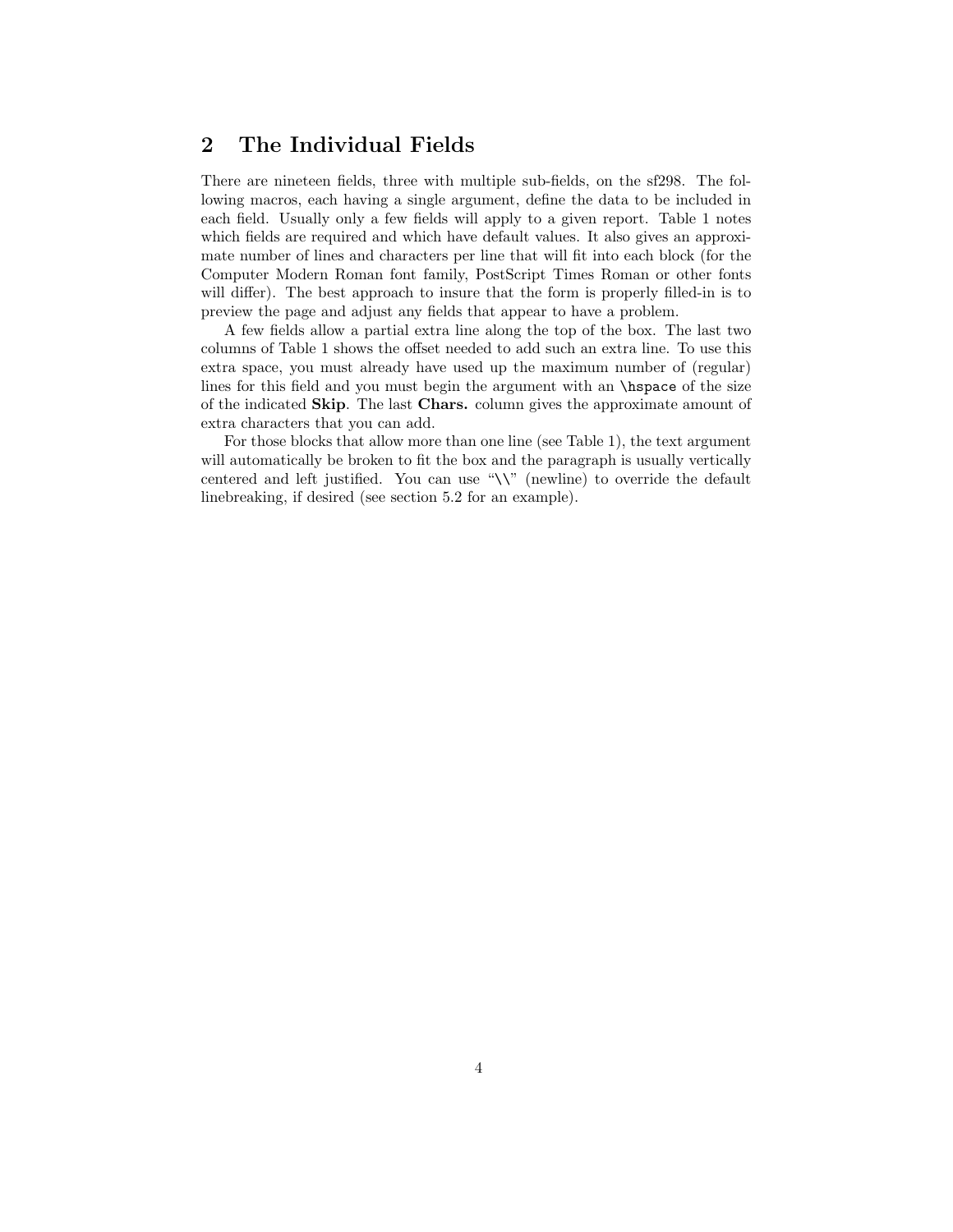## 2 The Individual Fields

There are nineteen fields, three with multiple sub-fields, on the sf298. The following macros, each having a single argument, define the data to be included in each field. Usually only a few fields will apply to a given report. Table 1 notes which fields are required and which have default values. It also gives an approximate number of lines and characters per line that will fit into each block (for the Computer Modern Roman font family, PostScript Times Roman or other fonts will differ). The best approach to insure that the form is properly filled-in is to preview the page and adjust any fields that appear to have a problem.

A few fields allow a partial extra line along the top of the box. The last two columns of Table 1 shows the offset needed to add such an extra line. To use this extra space, you must already have used up the maximum number of (regular) lines for this field and you must begin the argument with an `\hspace` of the size of the indicated **Skip**. The last **Chars.** column gives the approximate amount of extra characters that you can add.

For those blocks that allow more than one line (see Table 1), the text argument will automatically be broken to fit the box and the paragraph is usually vertically centered and left justified. You can use "\\" (newline) to override the default linebreaking, if desired (see section 5.2 for an example).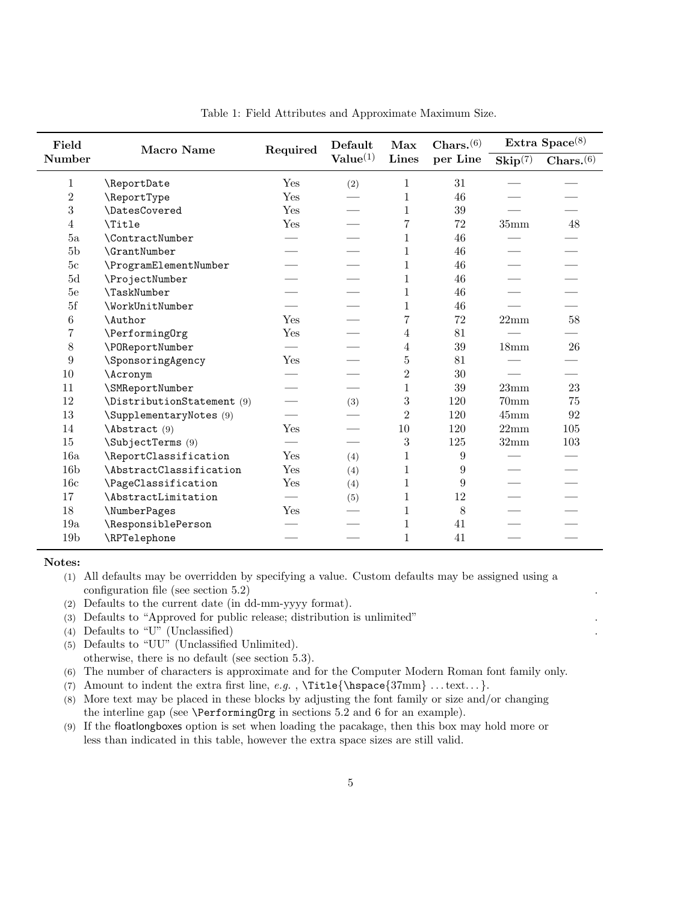Table 1: Field Attributes and Approximate Maximum Size.

| Field Number | Macro Name | Required | Default Value(1) | Max Lines | Chars.(6) per Line | Extra Space(8) | |
|---|---|---|---|---|---|---|---|
| | | | | | | Skip(7) | Chars.(6) |
| 1 | \ReportDate | Yes | (2) | 1 | 31 | — | — |
| 2 | \ReportType | Yes | — | 1 | 46 | — | — |
| 3 | \DatesCovered | Yes | — | 1 | 39 | — | — |
| 4 | \Title | Yes | — | 7 | 72 | 35mm | 48 |
| 5a | \ContractNumber | — | — | 1 | 46 | — | — |
| 5b | \GrantNumber | — | — | 1 | 46 | — | — |
| 5c | \ProgramElementNumber | — | — | 1 | 46 | — | — |
| 5d | \ProjectNumber | — | — | 1 | 46 | — | — |
| 5e | \TaskNumber | — | — | 1 | 46 | — | — |
| 5f | \WorkUnitNumber | — | — | 1 | 46 | — | — |
| 6 | \Author | Yes | — | 7 | 72 | 22mm | 58 |
| 7 | \PerformingOrg | Yes | — | 4 | 81 | — | — |
| 8 | \POReportNumber | — | — | 4 | 39 | 18mm | 26 |
| 9 | \SponsoringAgency | Yes | — | 5 | 81 | — | — |
| 10 | \Acronym | — | — | 2 | 30 | — | — |
| 11 | \SMReportNumber | — | — | 1 | 39 | 23mm | 23 |
| 12 | \DistributionStatement (9) | — | (3) | 3 | 120 | 70mm | 75 |
| 13 | \SupplementaryNotes (9) | — | — | 2 | 120 | 45mm | 92 |
| 14 | \Abstract (9) | Yes | — | 10 | 120 | 22mm | 105 |
| 15 | \SubjectTerms (9) | — | — | 3 | 125 | 32mm | 103 |
| 16a | \ReportClassification | Yes | (4) | 1 | 9 | — | — |
| 16b | \AbstractClassification | Yes | (4) | 1 | 9 | — | — |
| 16c | \PageClassification | Yes | (4) | 1 | 9 | — | — |
| 17 | \AbstractLimitation | — | (5) | 1 | 12 | — | — |
| 18 | \NumberPages | Yes | — | 1 | 8 | — | — |
| 19a | \ResponsiblePerson | — | — | 1 | 41 | — | — |
| 19b | \RPTelephone | — | — | 1 | 41 | — | — |

**Notes:**

(1) All defaults may be overridden by specifying a value. Custom defaults may be assigned using a configuration file (see section 5.2) .

(2) Defaults to the current date (in dd-mm-yyyy format).

(3) Defaults to "Approved for public release; distribution is unlimited" .

(4) Defaults to "U" (Unclassified) .

(5) Defaults to "UU" (Unclassified Unlimited). otherwise, there is no default (see section 5.3).

(6) The number of characters is approximate and for the Computer Modern Roman font family only.

(7) Amount to indent the extra first line, *e.g.* , \Title{\hspace{37mm} ...text...}.

(8) More text may be placed in these blocks by adjusting the font family or size and/or changing the interline gap (see \PerformingOrg in sections 5.2 and 6 for an example).

(9) If the floatlongboxes option is set when loading the pacakage, then this box may hold more or less than indicated in this table, however the extra space sizes are still valid.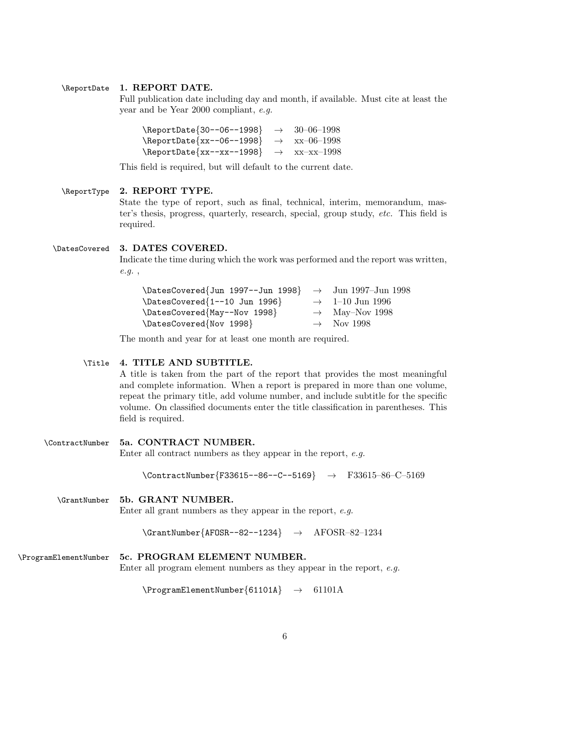`\ReportDate` **1. REPORT DATE.**

Full publication date including day and month, if available. Must cite at least the year and be Year 2000 compliant, *e.g.*

| | | |
|---|---|---|
| `\ReportDate{30--06--1998}` | → | 30–06–1998 |
| `\ReportDate{xx--06--1998}` | → | xx–06–1998 |
| `\ReportDate{xx--xx--1998}` | → | xx–xx–1998 |

This field is required, but will default to the current date.

`\ReportType` **2. REPORT TYPE.**

State the type of report, such as final, technical, interim, memorandum, master's thesis, progress, quarterly, research, special, group study, *etc.* This field is required.

`\DatesCovered` **3. DATES COVERED.**

Indicate the time during which the work was performed and the report was written, *e.g.* ,

| | | |
|---|---|---|
| `\DatesCovered{Jun 1997--Jun 1998}` | → | Jun 1997–Jun 1998 |
| `\DatesCovered{1--10 Jun 1996}` | → | 1–10 Jun 1996 |
| `\DatesCovered{May--Nov 1998}` | → | May–Nov 1998 |
| `\DatesCovered{Nov 1998}` | → | Nov 1998 |

The month and year for at least one month are required.

`\Title` **4. TITLE AND SUBTITLE.**

A title is taken from the part of the report that provides the most meaningful and complete information. When a report is prepared in more than one volume, repeat the primary title, add volume number, and include subtitle for the specific volume. On classified documents enter the title classification in parentheses. This field is required.

`\ContractNumber` **5a. CONTRACT NUMBER.**

Enter all contract numbers as they appear in the report, *e.g.*

`\ContractNumber{F33615--86--C--5169}` → F33615–86–C–5169

`\GrantNumber` **5b. GRANT NUMBER.**

Enter all grant numbers as they appear in the report, *e.g.*

`\GrantNumber{AFOSR--82--1234}` → AFOSR–82–1234

`\ProgramElementNumber` **5c. PROGRAM ELEMENT NUMBER.**

Enter all program element numbers as they appear in the report, *e.g.*

`\ProgramElementNumber{61101A}` → 61101A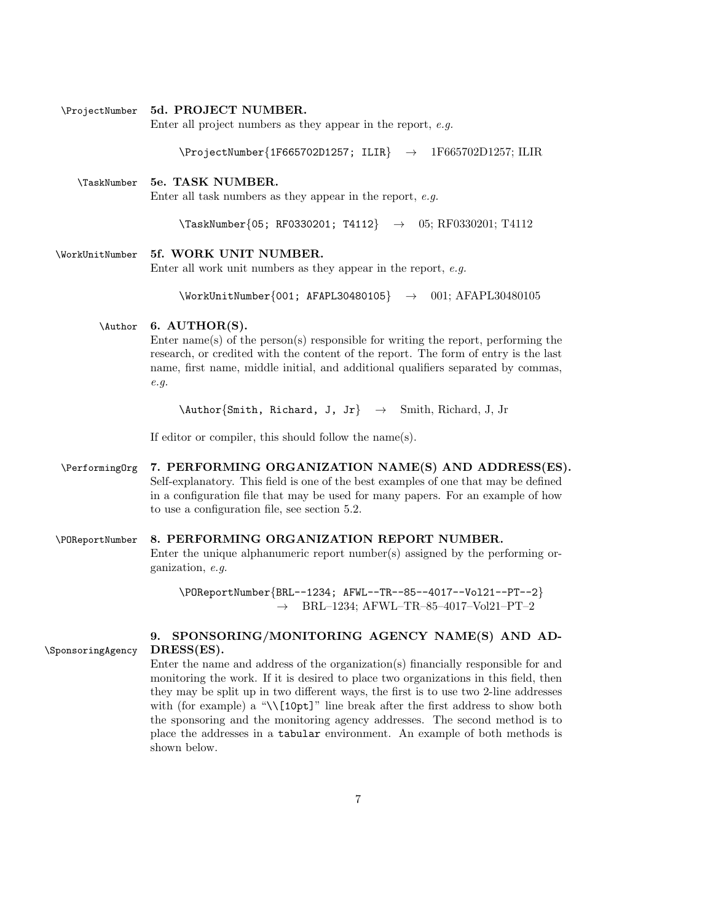`\ProjectNumber` **5d. PROJECT NUMBER.**

Enter all project numbers as they appear in the report, *e.g.*

```
\ProjectNumber{1F665702D1257; ILIR}  →  1F665702D1257; ILIR
```

`\TaskNumber` **5e. TASK NUMBER.**

Enter all task numbers as they appear in the report, *e.g.*

```
\TaskNumber{05; RF0330201; T4112}  →  05; RF0330201; T4112
```

`\WorkUnitNumber` **5f. WORK UNIT NUMBER.**

Enter all work unit numbers as they appear in the report, *e.g.*

```
\WorkUnitNumber{001; AFAPL30480105}  →  001; AFAPL30480105
```

`\Author` **6. AUTHOR(S).**

Enter name(s) of the person(s) responsible for writing the report, performing the research, or credited with the content of the report. The form of entry is the last name, first name, middle initial, and additional qualifiers separated by commas, *e.g.*

```
\Author{Smith, Richard, J, Jr}  →  Smith, Richard, J, Jr
```

If editor or compiler, this should follow the name(s).

`\PerformingOrg` **7. PERFORMING ORGANIZATION NAME(S) AND ADDRESS(ES).**

Self-explanatory. This field is one of the best examples of one that may be defined in a configuration file that may be used for many papers. For an example of how to use a configuration file, see section 5.2.

`\POReportNumber` **8. PERFORMING ORGANIZATION REPORT NUMBER.**

Enter the unique alphanumeric report number(s) assigned by the performing organization, *e.g.*

```
\POReportNumber{BRL--1234; AFWL--TR--85--4017--Vol21--PT--2}
                 →  BRL–1234; AFWL–TR–85–4017–Vol21–PT–2
```

`\SponsoringAgency` **9. SPONSORING/MONITORING AGENCY NAME(S) AND ADDRESS(ES).**

Enter the name and address of the organization(s) financially responsible for and monitoring the work. If it is desired to place two organizations in this field, then they may be split up in two different ways, the first is to use two 2-line addresses with (for example) a "`\\[10pt]`" line break after the first address to show both the sponsoring and the monitoring agency addresses. The second method is to place the addresses in a `tabular` environment. An example of both methods is shown below.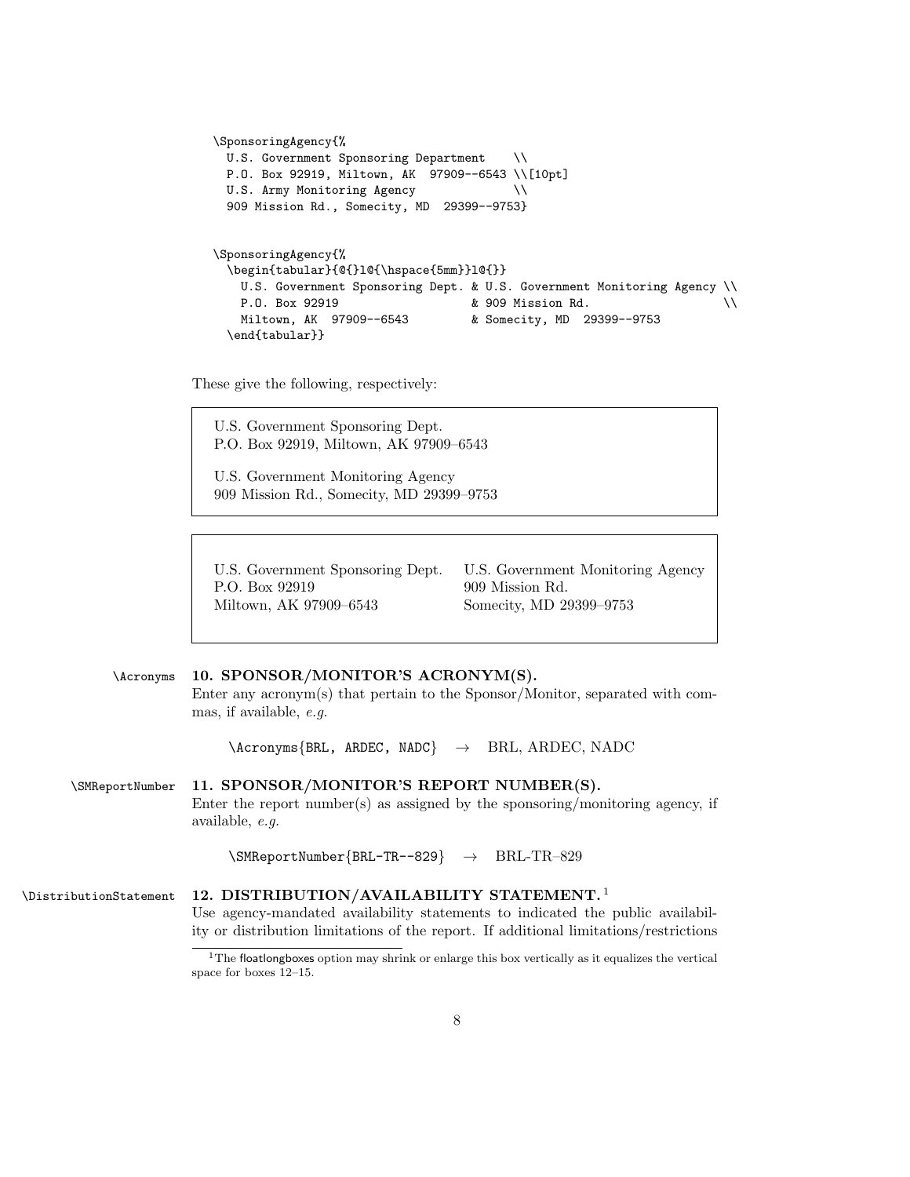```
\SponsoringAgency{%
  U.S. Government Sponsoring Department    \\
  P.O. Box 92919, Miltown, AK  97909--6543 \\[10pt]
  U.S. Army Monitoring Agency              \\
  909 Mission Rd., Somecity, MD  29399--9753}
```

```
\SponsoringAgency{%
  \begin{tabular}{@{}l@{\hspace{5mm}}l@{}}
    U.S. Government Sponsoring Dept. & U.S. Government Monitoring Agency \\
    P.O. Box 92919                   & 909 Mission Rd.                    \\
    Miltown, AK  97909--6543         & Somecity, MD  29399--9753
  \end{tabular}}
```

These give the following, respectively:

U.S. Government Sponsoring Dept.
P.O. Box 92919, Miltown, AK 97909–6543

U.S. Government Monitoring Agency
909 Mission Rd., Somecity, MD 29399–9753

| | |
|---|---|
| U.S. Government Sponsoring Dept. | U.S. Government Monitoring Agency |
| P.O. Box 92919 | 909 Mission Rd. |
| Miltown, AK 97909–6543 | Somecity, MD 29399–9753 |

`\Acronyms` **10. SPONSOR/MONITOR'S ACRONYM(S).**
Enter any acronym(s) that pertain to the Sponsor/Monitor, separated with commas, if available, *e.g.*

`\Acronyms{BRL, ARDEC, NADC}` → BRL, ARDEC, NADC

`\SMReportNumber` **11. SPONSOR/MONITOR'S REPORT NUMBER(S).**
Enter the report number(s) as assigned by the sponsoring/monitoring agency, if available, *e.g.*

`\SMReportNumber{BRL-TR--829}` → BRL-TR–829

`\DistributionStatement` **12. DISTRIBUTION/AVAILABILITY STATEMENT.**[1]
Use agency-mandated availability statements to indicated the public availability or distribution limitations of the report. If additional limitations/restrictions

[1] The floatlongboxes option may shrink or enlarge this box vertically as it equalizes the vertical space for boxes 12–15.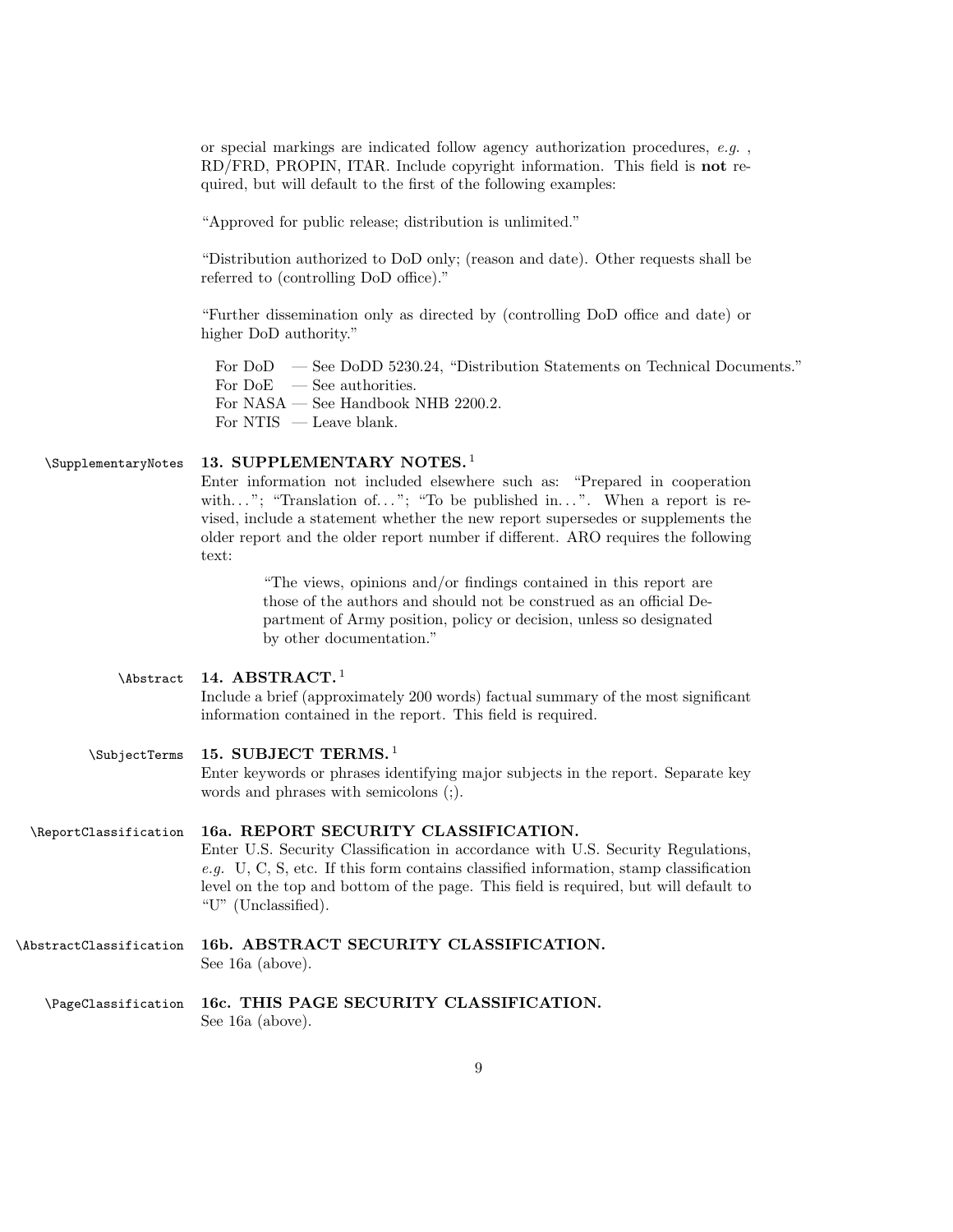or special markings are indicated follow agency authorization procedures, *e.g.* , RD/FRD, PROPIN, ITAR. Include copyright information. This field is **not** required, but will default to the first of the following examples:

"Approved for public release; distribution is unlimited."

"Distribution authorized to DoD only; (reason and date). Other requests shall be referred to (controlling DoD office)."

"Further dissemination only as directed by (controlling DoD office and date) or higher DoD authority."

For DoD — See DoDD 5230.24, "Distribution Statements on Technical Documents."
For DoE — See authorities.
For NASA — See Handbook NHB 2200.2.
For NTIS — Leave blank.

`\SupplementaryNotes` **13. SUPPLEMENTARY NOTES.** [1]
Enter information not included elsewhere such as: "Prepared in cooperation with…"; "Translation of…"; "To be published in…". When a report is revised, include a statement whether the new report supersedes or supplements the older report and the older report number if different. ARO requires the following text:

> "The views, opinions and/or findings contained in this report are those of the authors and should not be construed as an official Department of Army position, policy or decision, unless so designated by other documentation."

`\Abstract` **14. ABSTRACT.** [1]
Include a brief (approximately 200 words) factual summary of the most significant information contained in the report. This field is required.

`\SubjectTerms` **15. SUBJECT TERMS.** [1]
Enter keywords or phrases identifying major subjects in the report. Separate key words and phrases with semicolons (;).

`\ReportClassification` **16a. REPORT SECURITY CLASSIFICATION.**
Enter U.S. Security Classification in accordance with U.S. Security Regulations, *e.g.* U, C, S, etc. If this form contains classified information, stamp classification level on the top and bottom of the page. This field is required, but will default to "U" (Unclassified).

`\AbstractClassification` **16b. ABSTRACT SECURITY CLASSIFICATION.**
See 16a (above).

`\PageClassification` **16c. THIS PAGE SECURITY CLASSIFICATION.**
See 16a (above).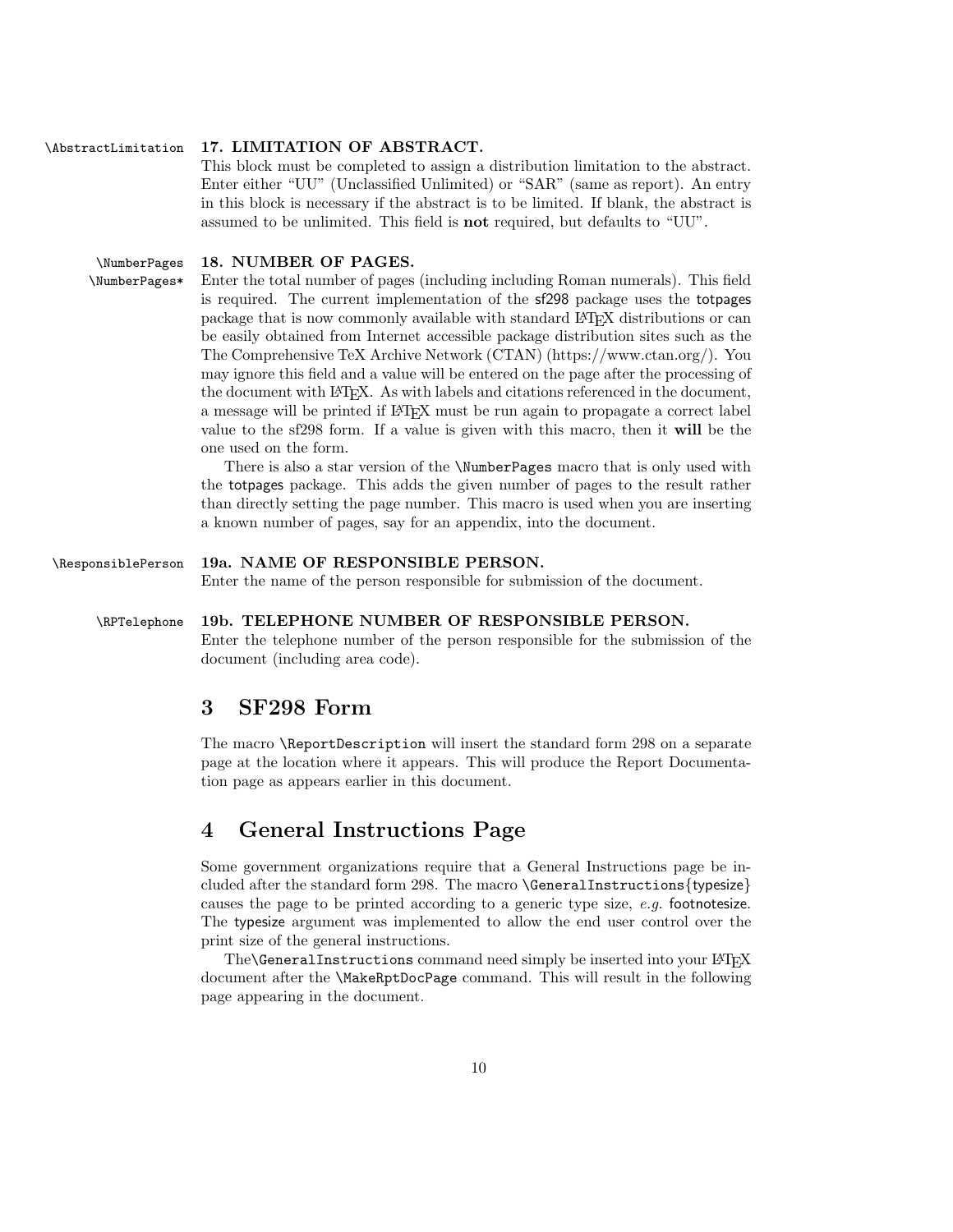`\AbstractLimitation` **17. LIMITATION OF ABSTRACT.**

This block must be completed to assign a distribution limitation to the abstract. Enter either "UU" (Unclassified Unlimited) or "SAR" (same as report). An entry in this block is necessary if the abstract is to be limited. If blank, the abstract is assumed to be unlimited. This field is **not** required, but defaults to "UU".

`\NumberPages` `\NumberPages*` **18. NUMBER OF PAGES.**

Enter the total number of pages (including including Roman numerals). This field is required. The current implementation of the sf298 package uses the totpages package that is now commonly available with standard LaTeX distributions or can be easily obtained from Internet accessible package distribution sites such as the The Comprehensive TeX Archive Network (CTAN) (https://www.ctan.org/). You may ignore this field and a value will be entered on the page after the processing of the document with LaTeX. As with labels and citations referenced in the document, a message will be printed if LaTeX must be run again to propagate a correct label value to the sf298 form. If a value is given with this macro, then it **will** be the one used on the form.

There is also a star version of the `\NumberPages` macro that is only used with the totpages package. This adds the given number of pages to the result rather than directly setting the page number. This macro is used when you are inserting a known number of pages, say for an appendix, into the document.

`\ResponsiblePerson` **19a. NAME OF RESPONSIBLE PERSON.**

Enter the name of the person responsible for submission of the document.

`\RPTelephone` **19b. TELEPHONE NUMBER OF RESPONSIBLE PERSON.**

Enter the telephone number of the person responsible for the submission of the document (including area code).

## 3 SF298 Form

The macro `\ReportDescription` will insert the standard form 298 on a separate page at the location where it appears. This will produce the Report Documentation page as appears earlier in this document.

## 4 General Instructions Page

Some government organizations require that a General Instructions page be included after the standard form 298. The macro `\GeneralInstructions{typesize}` causes the page to be printed according to a generic type size, *e.g.* footnotesize. The typesize argument was implemented to allow the end user control over the print size of the general instructions.

The`\GeneralInstructions` command need simply be inserted into your LaTeX document after the `\MakeRptDocPage` command. This will result in the following page appearing in the document.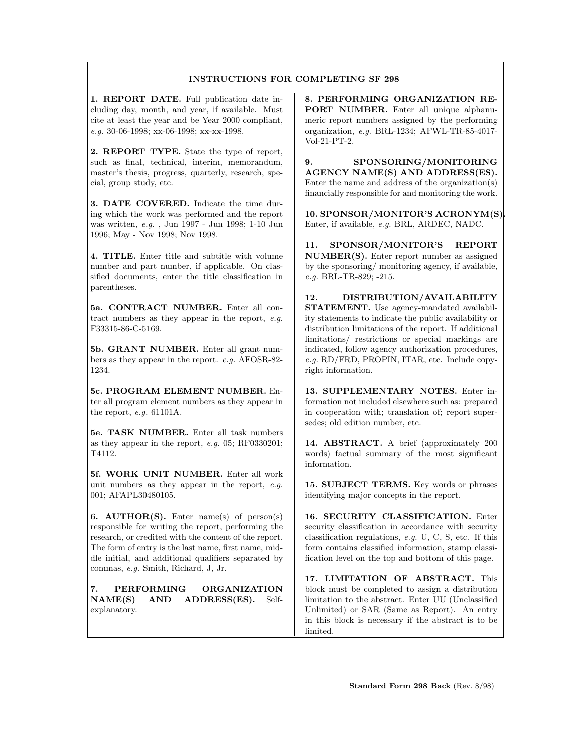## INSTRUCTIONS FOR COMPLETING SF 298

**1. REPORT DATE.** Full publication date including day, month, and year, if available. Must cite at least the year and be Year 2000 compliant, *e.g.* 30-06-1998; xx-06-1998; xx-xx-1998.

**2. REPORT TYPE.** State the type of report, such as final, technical, interim, memorandum, master's thesis, progress, quarterly, research, special, group study, etc.

**3. DATE COVERED.** Indicate the time during which the work was performed and the report was written, *e.g.* , Jun 1997 - Jun 1998; 1-10 Jun 1996; May - Nov 1998; Nov 1998.

**4. TITLE.** Enter title and subtitle with volume number and part number, if applicable. On classified documents, enter the title classification in parentheses.

**5a. CONTRACT NUMBER.** Enter all contract numbers as they appear in the report, *e.g.* F33315-86-C-5169.

**5b. GRANT NUMBER.** Enter all grant numbers as they appear in the report. *e.g.* AFOSR-82-1234.

**5c. PROGRAM ELEMENT NUMBER.** Enter all program element numbers as they appear in the report, *e.g.* 61101A.

**5e. TASK NUMBER.** Enter all task numbers as they appear in the report, *e.g.* 05; RF0330201; T4112.

**5f. WORK UNIT NUMBER.** Enter all work unit numbers as they appear in the report, *e.g.* 001; AFAPL30480105.

**6. AUTHOR(S).** Enter name(s) of person(s) responsible for writing the report, performing the research, or credited with the content of the report. The form of entry is the last name, first name, middle initial, and additional qualifiers separated by commas, *e.g.* Smith, Richard, J, Jr.

**7. PERFORMING ORGANIZATION NAME(S) AND ADDRESS(ES).** Self-explanatory.

**8. PERFORMING ORGANIZATION REPORT NUMBER.** Enter all unique alphanumeric report numbers assigned by the performing organization, *e.g.* BRL-1234; AFWL-TR-85-4017-Vol-21-PT-2.

**9. SPONSORING/MONITORING AGENCY NAME(S) AND ADDRESS(ES).** Enter the name and address of the organization(s) financially responsible for and monitoring the work.

**10. SPONSOR/MONITOR'S ACRONYM(S).** Enter, if available, *e.g.* BRL, ARDEC, NADC.

**11. SPONSOR/MONITOR'S REPORT NUMBER(S).** Enter report number as assigned by the sponsoring/ monitoring agency, if available, *e.g.* BRL-TR-829; -215.

**12. DISTRIBUTION/AVAILABILITY STATEMENT.** Use agency-mandated availability statements to indicate the public availability or distribution limitations of the report. If additional limitations/ restrictions or special markings are indicated, follow agency authorization procedures, *e.g.* RD/FRD, PROPIN, ITAR, etc. Include copyright information.

**13. SUPPLEMENTARY NOTES.** Enter information not included elsewhere such as: prepared in cooperation with; translation of; report supersedes; old edition number, etc.

**14. ABSTRACT.** A brief (approximately 200 words) factual summary of the most significant information.

**15. SUBJECT TERMS.** Key words or phrases identifying major concepts in the report.

**16. SECURITY CLASSIFICATION.** Enter security classification in accordance with security classification regulations, *e.g.* U, C, S, etc. If this form contains classified information, stamp classification level on the top and bottom of this page.

**17. LIMITATION OF ABSTRACT.** This block must be completed to assign a distribution limitation to the abstract. Enter UU (Unclassified Unlimited) or SAR (Same as Report). An entry in this block is necessary if the abstract is to be limited.

**Standard Form 298 Back** (Rev. 8/98)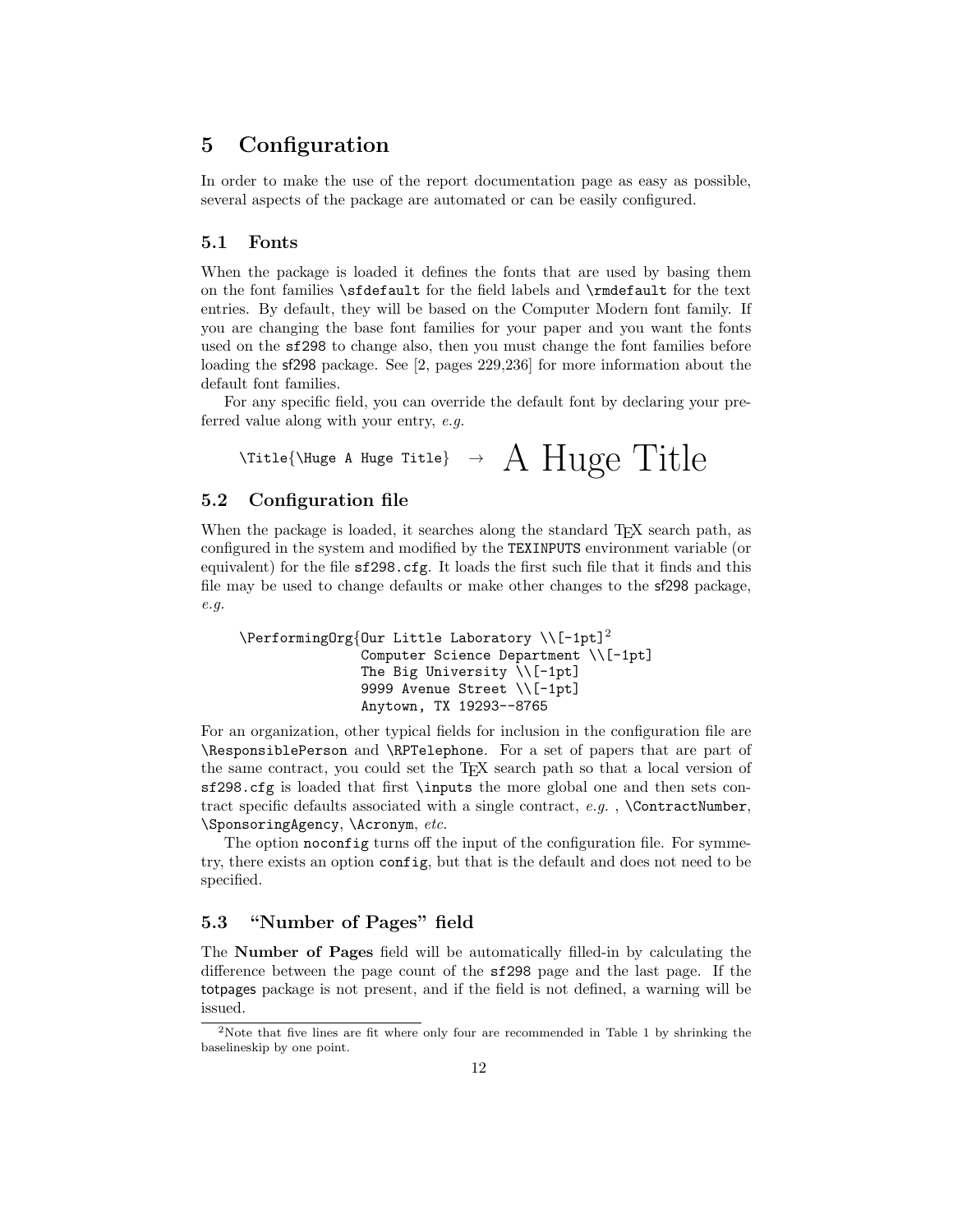# 5 Configuration

In order to make the use of the report documentation page as easy as possible, several aspects of the package are automated or can be easily configured.

## 5.1 Fonts

When the package is loaded it defines the fonts that are used by basing them on the font families `\sfdefault` for the field labels and `\rmdefault` for the text entries. By default, they will be based on the Computer Modern font family. If you are changing the base font families for your paper and you want the fonts used on the `sf298` to change also, then you must change the font families before loading the sf298 package. See [2, pages 229,236] for more information about the default font families.

For any specific field, you can override the default font by declaring your preferred value along with your entry, *e.g.*

`\Title{\Huge A Huge Title}` → A Huge Title

## 5.2 Configuration file

When the package is loaded, it searches along the standard TeX search path, as configured in the system and modified by the `TEXINPUTS` environment variable (or equivalent) for the file `sf298.cfg`. It loads the first such file that it finds and this file may be used to change defaults or make other changes to the sf298 package, *e.g.*

```
\PerformingOrg{Our Little Laboratory \\[-1pt]
               Computer Science Department \\[-1pt]
               The Big University \\[-1pt]
               9999 Avenue Street \\[-1pt]
               Anytown, TX 19293--8765
```

[2]

For an organization, other typical fields for inclusion in the configuration file are `\ResponsiblePerson` and `\RPTelephone`. For a set of papers that are part of the same contract, you could set the TeX search path so that a local version of `sf298.cfg` is loaded that first `\inputs` the more global one and then sets contract specific defaults associated with a single contract, *e.g.* , `\ContractNumber`, `\SponsoringAgency`, `\Acronym`, *etc.*

The option `noconfig` turns off the input of the configuration file. For symmetry, there exists an option `config`, but that is the default and does not need to be specified.

## 5.3 "Number of Pages" field

The **Number of Pages** field will be automatically filled-in by calculating the difference between the page count of the `sf298` page and the last page. If the totpages package is not present, and if the field is not defined, a warning will be issued.

[2] Note that five lines are fit where only four are recommended in Table 1 by shrinking the baselineskip by one point.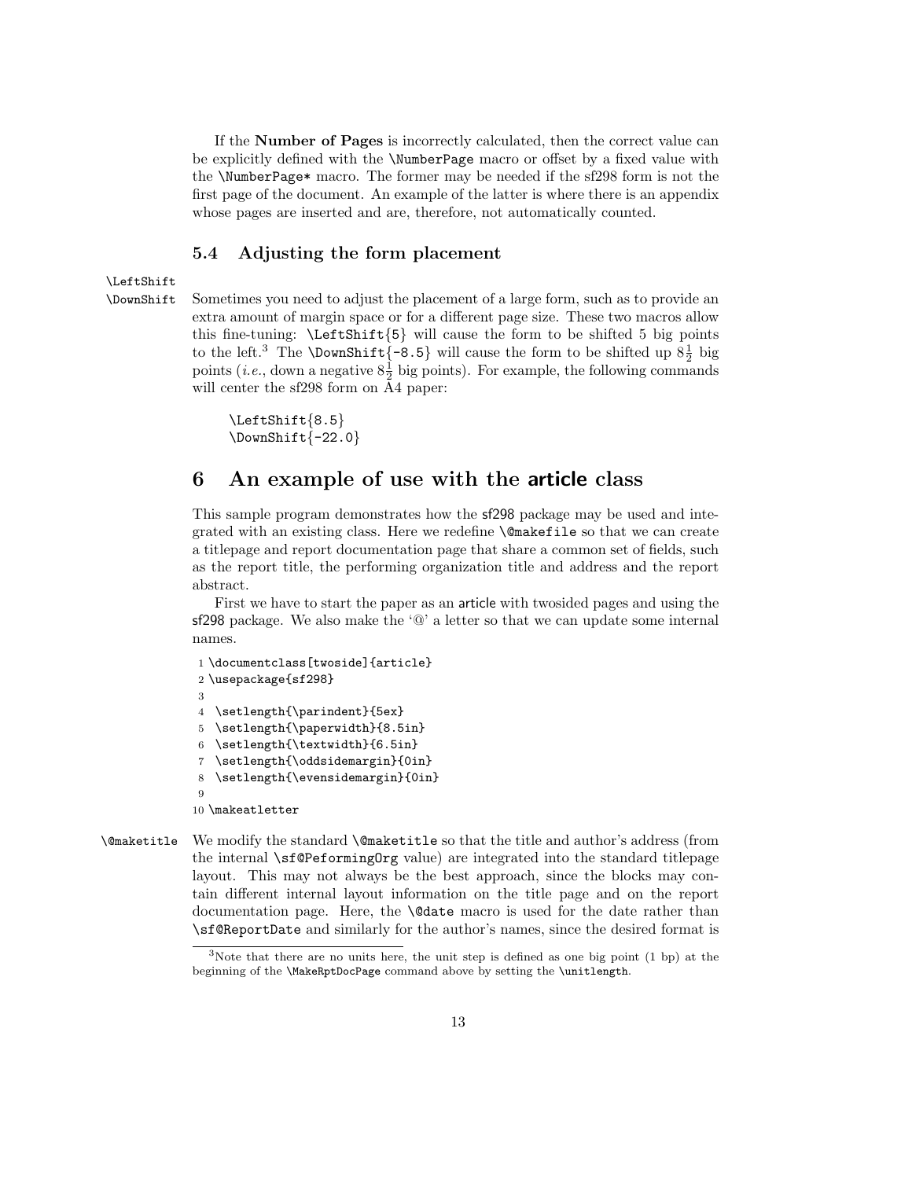If the **Number of Pages** is incorrectly calculated, then the correct value can be explicitly defined with the `\NumberPage` macro or offset by a fixed value with the `\NumberPage*` macro. The former may be needed if the sf298 form is not the first page of the document. An example of the latter is where there is an appendix whose pages are inserted and are, therefore, not automatically counted.

### 5.4 Adjusting the form placement

`\LeftShift`
`\DownShift`

Sometimes you need to adjust the placement of a large form, such as to provide an extra amount of margin space or for a different page size. These two macros allow this fine-tuning: `\LeftShift{5}` will cause the form to be shifted 5 big points to the left.[3] The `\DownShift{-8.5}` will cause the form to be shifted up $8\frac{1}{2}$ big points (*i.e.*, down a negative $8\frac{1}{2}$ big points). For example, the following commands will center the sf298 form on A4 paper:

```
\LeftShift{8.5}
\DownShift{-22.0}
```

## 6 An example of use with the article class

This sample program demonstrates how the sf298 package may be used and integrated with an existing class. Here we redefine `\@makefile` so that we can create a titlepage and report documentation page that share a common set of fields, such as the report title, the performing organization title and address and the report abstract.

First we have to start the paper as an article with twosided pages and using the sf298 package. We also make the '@' a letter so that we can update some internal names.

```
1 \documentclass[twoside]{article}
2 \usepackage{sf298}
3
4  \setlength{\parindent}{5ex}
5  \setlength{\paperwidth}{8.5in}
6  \setlength{\textwidth}{6.5in}
7  \setlength{\oddsidemargin}{0in}
8  \setlength{\evensidemargin}{0in}
9
10 \makeatletter
```

`\@maketitle`

We modify the standard `\@maketitle` so that the title and author's address (from the internal `\sf@PeformingOrg` value) are integrated into the standard titlepage layout. This may not always be the best approach, since the blocks may contain different internal layout information on the title page and on the report documentation page. Here, the `\@date` macro is used for the date rather than `\sf@ReportDate` and similarly for the author's names, since the desired format is

[3] Note that there are no units here, the unit step is defined as one big point (1 bp) at the beginning of the `\MakeRptDocPage` command above by setting the `\unitlength`.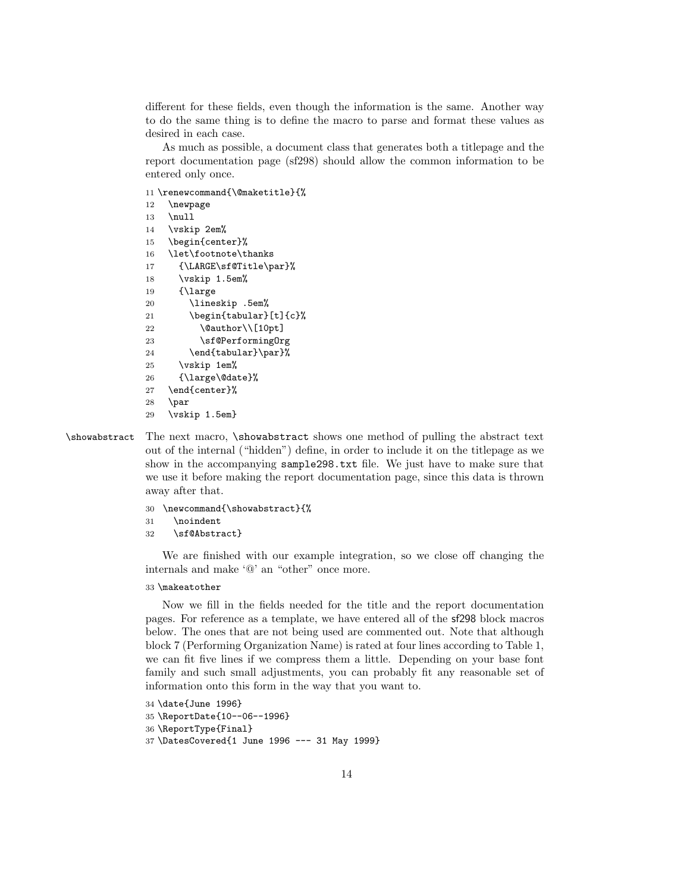different for these fields, even though the information is the same. Another way to do the same thing is to define the macro to parse and format these values as desired in each case.

As much as possible, a document class that generates both a titlepage and the report documentation page (sf298) should allow the common information to be entered only once.

```
11 \renewcommand{\@maketitle}{%
12   \newpage
13   \null
14   \vskip 2em%
15   \begin{center}%
16   \let\footnote\thanks
17     {\LARGE\sf@Title\par}%
18     \vskip 1.5em%
19     {\large
20       \lineskip .5em%
21       \begin{tabular}[t]{c}%
22         \@author\\[10pt]
23         \sf@PerformingOrg
24       \end{tabular}\par}%
25     \vskip 1em%
26     {\large\@date}%
27   \end{center}%
28   \par
29   \vskip 1.5em}
```

\showabstract The next macro, `\showabstract` shows one method of pulling the abstract text out of the internal ("hidden") define, in order to include it on the titlepage as we show in the accompanying `sample298.txt` file. We just have to make sure that we use it before making the report documentation page, since this data is thrown away after that.

```
30 \newcommand{\showabstract}{%
31   \noindent
32   \sf@Abstract}
```

We are finished with our example integration, so we close off changing the internals and make '@' an "other" once more.

```
33 \makeatother
```

Now we fill in the fields needed for the title and the report documentation pages. For reference as a template, we have entered all of the sf298 block macros below. The ones that are not being used are commented out. Note that although block 7 (Performing Organization Name) is rated at four lines according to Table 1, we can fit five lines if we compress them a little. Depending on your base font family and such small adjustments, you can probably fit any reasonable set of information onto this form in the way that you want to.

```
34 \date{June 1996}
35 \ReportDate{10--06--1996}
36 \ReportType{Final}
37 \DatesCovered{1 June 1996 --- 31 May 1999}
```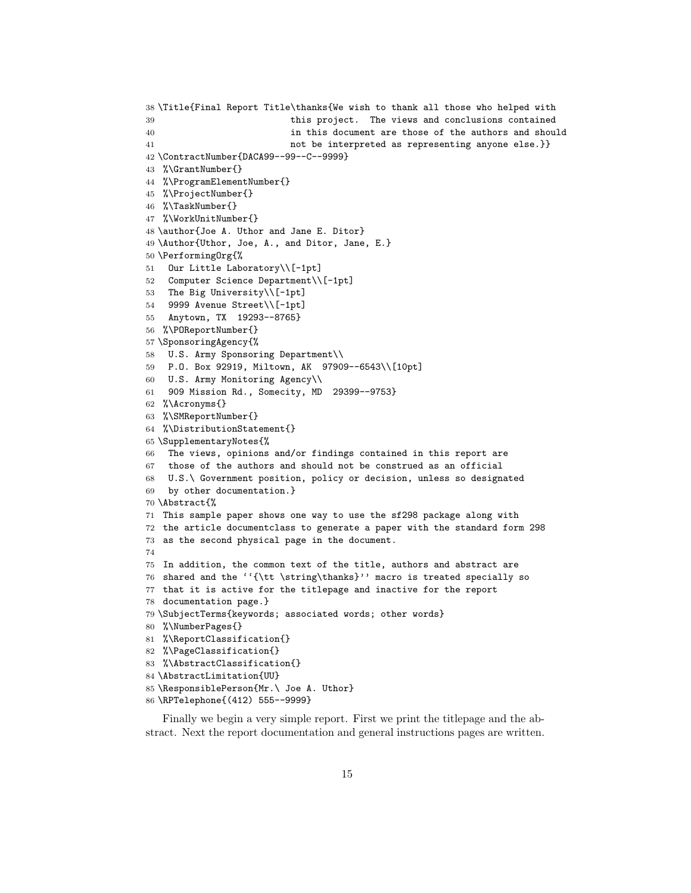```
38 \Title{Final Report Title\thanks{We wish to thank all those who helped with
39                          this project.  The views and conclusions contained
40                          in this document are those of the authors and should
41                          not be interpreted as representing anyone else.}}
42 \ContractNumber{DACA99--99--C--9999}
43 %\GrantNumber{}
44 %\ProgramElementNumber{}
45 %\ProjectNumber{}
46 %\TaskNumber{}
47 %\WorkUnitNumber{}
48 \author{Joe A. Uthor and Jane E. Ditor}
49 \Author{Uthor, Joe, A., and Ditor, Jane, E.}
50 \PerformingOrg{%
51   Our Little Laboratory\\[-1pt]
52   Computer Science Department\\[-1pt]
53   The Big University\\[-1pt]
54   9999 Avenue Street\\[-1pt]
55   Anytown, TX  19293--8765}
56 %\POReportNumber{}
57 \SponsoringAgency{%
58   U.S. Army Sponsoring Department\\
59   P.O. Box 92919, Miltown, AK  97909--6543\\[10pt]
60   U.S. Army Monitoring Agency\\
61   909 Mission Rd., Somecity, MD  29399--9753}
62 %\Acronyms{}
63 %\SMReportNumber{}
64 %\DistributionStatement{}
65 \SupplementaryNotes{%
66   The views, opinions and/or findings contained in this report are
67   those of the authors and should not be construed as an official
68   U.S.\ Government position, policy or decision, unless so designated
69   by other documentation.}
70 \Abstract{%
71  This sample paper shows one way to use the sf298 package along with
72  the article documentclass to generate a paper with the standard form 298
73  as the second physical page in the document.
74
75  In addition, the common text of the title, authors and abstract are
76  shared and the ``{\tt \string\thanks}'' macro is treated specially so
77  that it is active for the titlepage and inactive for the report
78  documentation page.}
79 \SubjectTerms{keywords; associated words; other words}
80 %\NumberPages{}
81 %\ReportClassification{}
82 %\PageClassification{}
83 %\AbstractClassification{}
84 \AbstractLimitation{UU}
85 \ResponsiblePerson{Mr.\ Joe A. Uthor}
86 \RPTelephone{(412) 555--9999}
```

Finally we begin a very simple report. First we print the titlepage and the abstract. Next the report documentation and general instructions pages are written.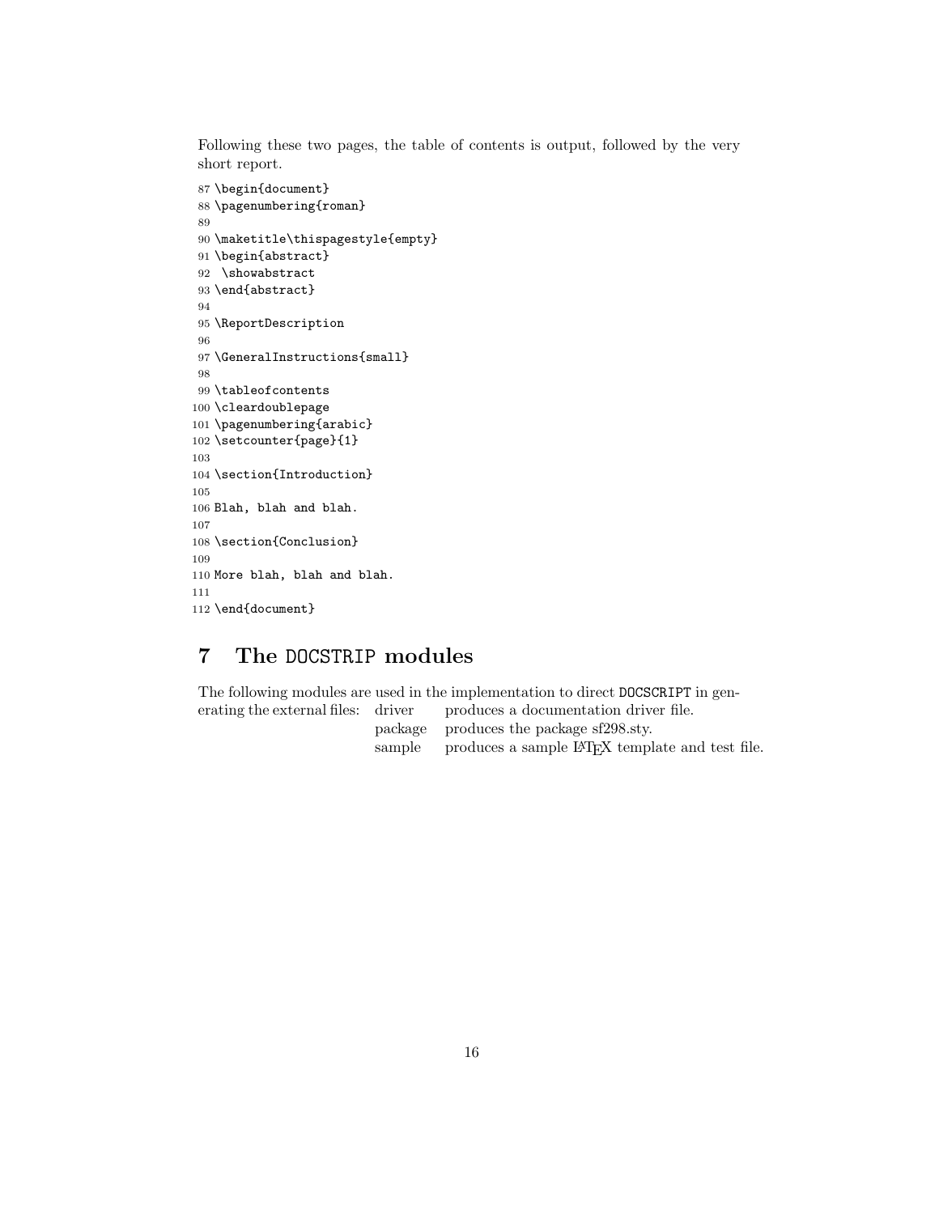Following these two pages, the table of contents is output, followed by the very short report.

```
87 \begin{document}
88 \pagenumbering{roman}
89
90 \maketitle\thispagestyle{empty}
91 \begin{abstract}
92  \showabstract
93 \end{abstract}
94
95 \ReportDescription
96
97 \GeneralInstructions{small}
98
99 \tableofcontents
100 \cleardoublepage
101 \pagenumbering{arabic}
102 \setcounter{page}{1}
103
104 \section{Introduction}
105
106 Blah, blah and blah.
107
108 \section{Conclusion}
109
110 More blah, blah and blah.
111
112 \end{document}
```

## 7 The DOCSTRIP modules

The following modules are used in the implementation to direct DOCSCRIPT in generating the external files:

| | |
|---|---|
| driver | produces a documentation driver file. |
| package | produces the package sf298.sty. |
| sample | produces a sample LaTeX template and test file. |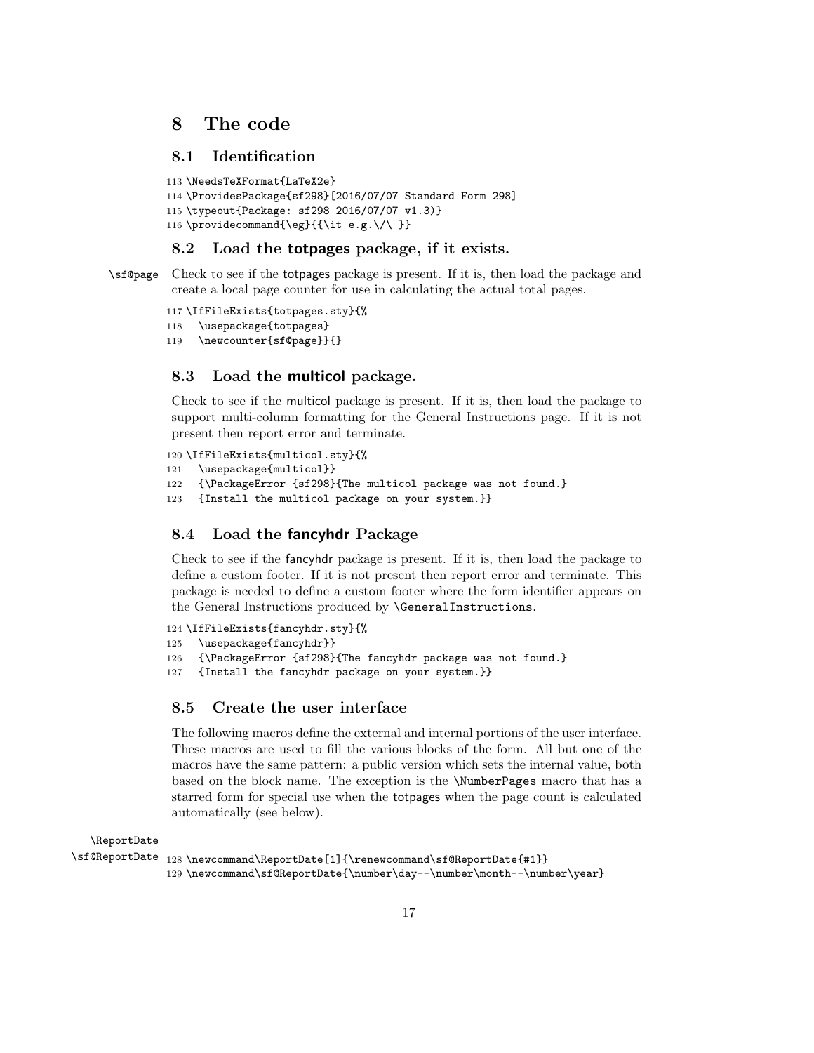# 8 The code

## 8.1 Identification

```
113 \NeedsTeXFormat{LaTeX2e}
114 \ProvidesPackage{sf298}[2016/07/07 Standard Form 298]
115 \typeout{Package: sf298 2016/07/07 v1.3)}
116 \providecommand{\eg}{{\it e.g.\/\ }}
```

## 8.2 Load the totpages package, if it exists.

\sf@page Check to see if the totpages package is present. If it is, then load the package and create a local page counter for use in calculating the actual total pages.

```
117 \IfFileExists{totpages.sty}{%
118   \usepackage{totpages}
119   \newcounter{sf@page}}{}
```

## 8.3 Load the multicol package.

Check to see if the multicol package is present. If it is, then load the package to support multi-column formatting for the General Instructions page. If it is not present then report error and terminate.

```
120 \IfFileExists{multicol.sty}{%
121   \usepackage{multicol}}
122   {\PackageError {sf298}{The multicol package was not found.}
123   {Install the multicol package on your system.}}
```

## 8.4 Load the fancyhdr Package

Check to see if the fancyhdr package is present. If it is, then load the package to define a custom footer. If it is not present then report error and terminate. This package is needed to define a custom footer where the form identifier appears on the General Instructions produced by `\GeneralInstructions`.

```
124 \IfFileExists{fancyhdr.sty}{%
125   \usepackage{fancyhdr}}
126   {\PackageError {sf298}{The fancyhdr package was not found.}
127   {Install the fancyhdr package on your system.}}
```

## 8.5 Create the user interface

The following macros define the external and internal portions of the user interface. These macros are used to fill the various blocks of the form. All but one of the macros have the same pattern: a public version which sets the internal value, both based on the block name. The exception is the `\NumberPages` macro that has a starred form for special use when the totpages when the page count is calculated automatically (see below).

\ReportDate
\sf@ReportDate

```
128 \newcommand\ReportDate[1]{\renewcommand\sf@ReportDate{#1}}
129 \newcommand\sf@ReportDate{\number\day--\number\month--\number\year}
```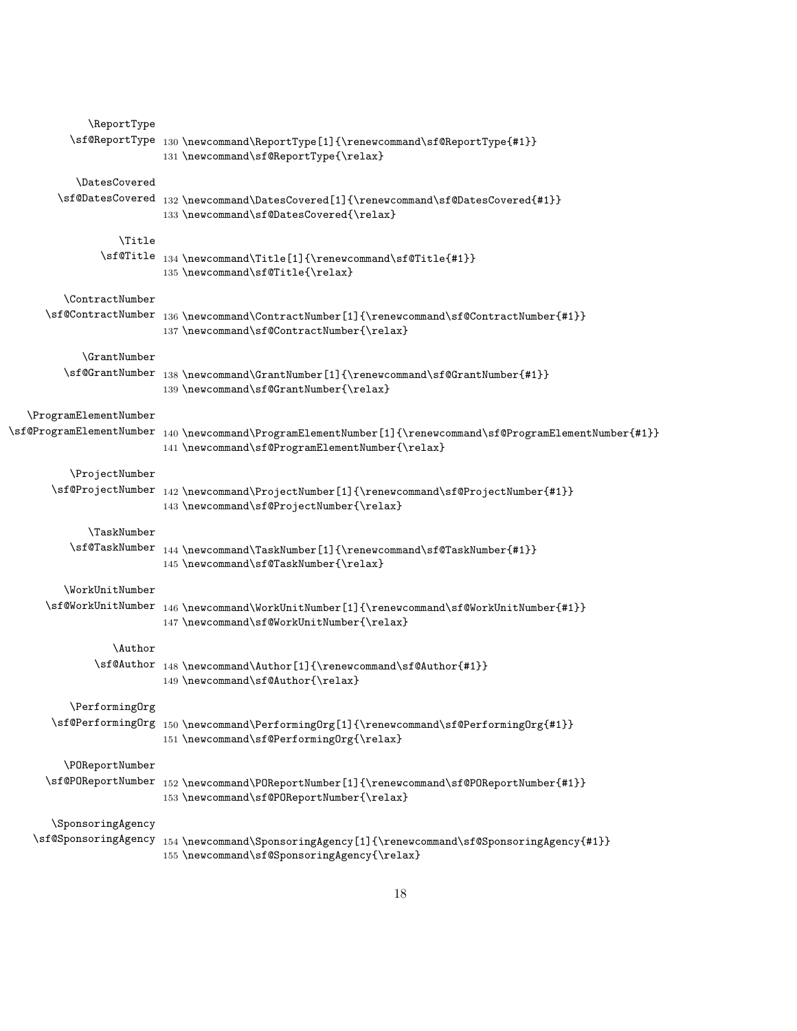\ReportType
\sf@ReportType

```
130 \newcommand\ReportType[1]{\renewcommand\sf@ReportType{#1}}
131 \newcommand\sf@ReportType{\relax}
```

\DatesCovered
\sf@DatesCovered

```
132 \newcommand\DatesCovered[1]{\renewcommand\sf@DatesCovered{#1}}
133 \newcommand\sf@DatesCovered{\relax}
```

\Title
\sf@Title

```
134 \newcommand\Title[1]{\renewcommand\sf@Title{#1}}
135 \newcommand\sf@Title{\relax}
```

\ContractNumber
\sf@ContractNumber

```
136 \newcommand\ContractNumber[1]{\renewcommand\sf@ContractNumber{#1}}
137 \newcommand\sf@ContractNumber{\relax}
```

\GrantNumber
\sf@GrantNumber

```
138 \newcommand\GrantNumber[1]{\renewcommand\sf@GrantNumber{#1}}
139 \newcommand\sf@GrantNumber{\relax}
```

\ProgramElementNumber
\sf@ProgramElementNumber

```
140 \newcommand\ProgramElementNumber[1]{\renewcommand\sf@ProgramElementNumber{#1}}
141 \newcommand\sf@ProgramElementNumber{\relax}
```

\ProjectNumber
\sf@ProjectNumber

```
142 \newcommand\ProjectNumber[1]{\renewcommand\sf@ProjectNumber{#1}}
143 \newcommand\sf@ProjectNumber{\relax}
```

\TaskNumber
\sf@TaskNumber

```
144 \newcommand\TaskNumber[1]{\renewcommand\sf@TaskNumber{#1}}
145 \newcommand\sf@TaskNumber{\relax}
```

\WorkUnitNumber
\sf@WorkUnitNumber

```
146 \newcommand\WorkUnitNumber[1]{\renewcommand\sf@WorkUnitNumber{#1}}
147 \newcommand\sf@WorkUnitNumber{\relax}
```

\Author
\sf@Author

```
148 \newcommand\Author[1]{\renewcommand\sf@Author{#1}}
149 \newcommand\sf@Author{\relax}
```

\PerformingOrg
\sf@PerformingOrg

```
150 \newcommand\PerformingOrg[1]{\renewcommand\sf@PerformingOrg{#1}}
151 \newcommand\sf@PerformingOrg{\relax}
```

\POReportNumber
\sf@POReportNumber

```
152 \newcommand\POReportNumber[1]{\renewcommand\sf@POReportNumber{#1}}
153 \newcommand\sf@POReportNumber{\relax}
```

\SponsoringAgency
\sf@SponsoringAgency

```
154 \newcommand\SponsoringAgency[1]{\renewcommand\sf@SponsoringAgency{#1}}
155 \newcommand\sf@SponsoringAgency{\relax}
```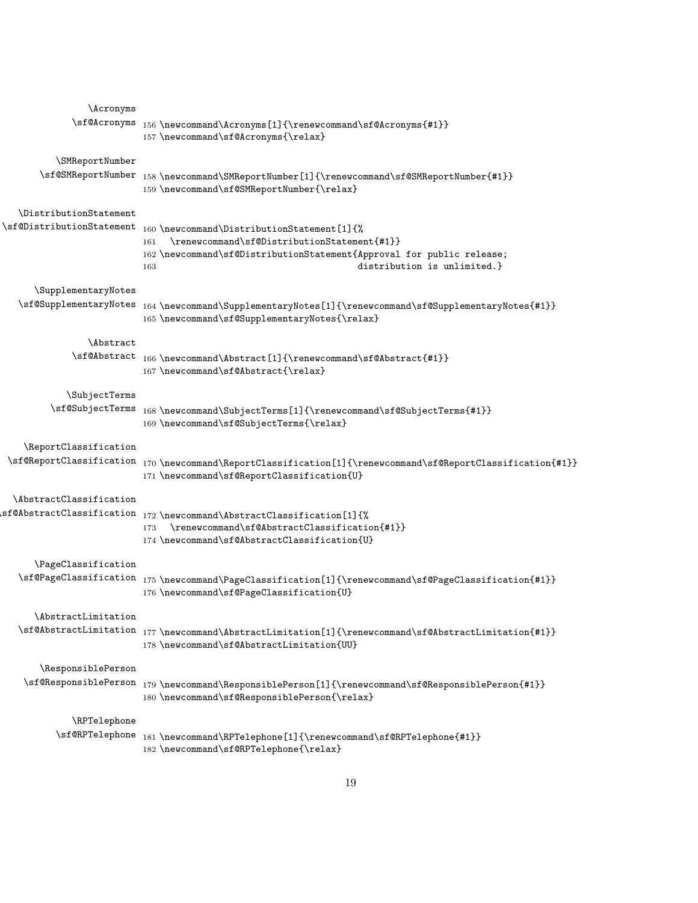\Acronyms
\sf@Acronyms

```
156 \newcommand\Acronyms[1]{\renewcommand\sf@Acronyms{#1}}
157 \newcommand\sf@Acronyms{\relax}
```

\SMReportNumber
\sf@SMReportNumber

```
158 \newcommand\SMReportNumber[1]{\renewcommand\sf@SMReportNumber{#1}}
159 \newcommand\sf@SMReportNumber{\relax}
```

\DistributionStatement
\sf@DistributionStatement

```
160 \newcommand\DistributionStatement[1]{%
161   \renewcommand\sf@DistributionStatement{#1}}
162 \newcommand\sf@DistributionStatement{Approval for public release;
163                                      distribution is unlimited.}
```

\SupplementaryNotes
\sf@SupplementaryNotes

```
164 \newcommand\SupplementaryNotes[1]{\renewcommand\sf@SupplementaryNotes{#1}}
165 \newcommand\sf@SupplementaryNotes{\relax}
```

\Abstract
\sf@Abstract

```
166 \newcommand\Abstract[1]{\renewcommand\sf@Abstract{#1}}
167 \newcommand\sf@Abstract{\relax}
```

\SubjectTerms
\sf@SubjectTerms

```
168 \newcommand\SubjectTerms[1]{\renewcommand\sf@SubjectTerms{#1}}
169 \newcommand\sf@SubjectTerms{\relax}
```

\ReportClassification
\sf@ReportClassification

```
170 \newcommand\ReportClassification[1]{\renewcommand\sf@ReportClassification{#1}}
171 \newcommand\sf@ReportClassification{U}
```

\AbstractClassification
\sf@AbstractClassification

```
172 \newcommand\AbstractClassification[1]{%
173   \renewcommand\sf@AbstractClassification{#1}}
174 \newcommand\sf@AbstractClassification{U}
```

\PageClassification
\sf@PageClassification

```
175 \newcommand\PageClassification[1]{\renewcommand\sf@PageClassification{#1}}
176 \newcommand\sf@PageClassification{U}
```

\AbstractLimitation
\sf@AbstractLimitation

```
177 \newcommand\AbstractLimitation[1]{\renewcommand\sf@AbstractLimitation{#1}}
178 \newcommand\sf@AbstractLimitation{UU}
```

\ResponsiblePerson
\sf@ResponsiblePerson

```
179 \newcommand\ResponsiblePerson[1]{\renewcommand\sf@ResponsiblePerson{#1}}
180 \newcommand\sf@ResponsiblePerson{\relax}
```

\RPTelephone
\sf@RPTelephone

```
181 \newcommand\RPTelephone[1]{\renewcommand\sf@RPTelephone{#1}}
182 \newcommand\sf@RPTelephone{\relax}
```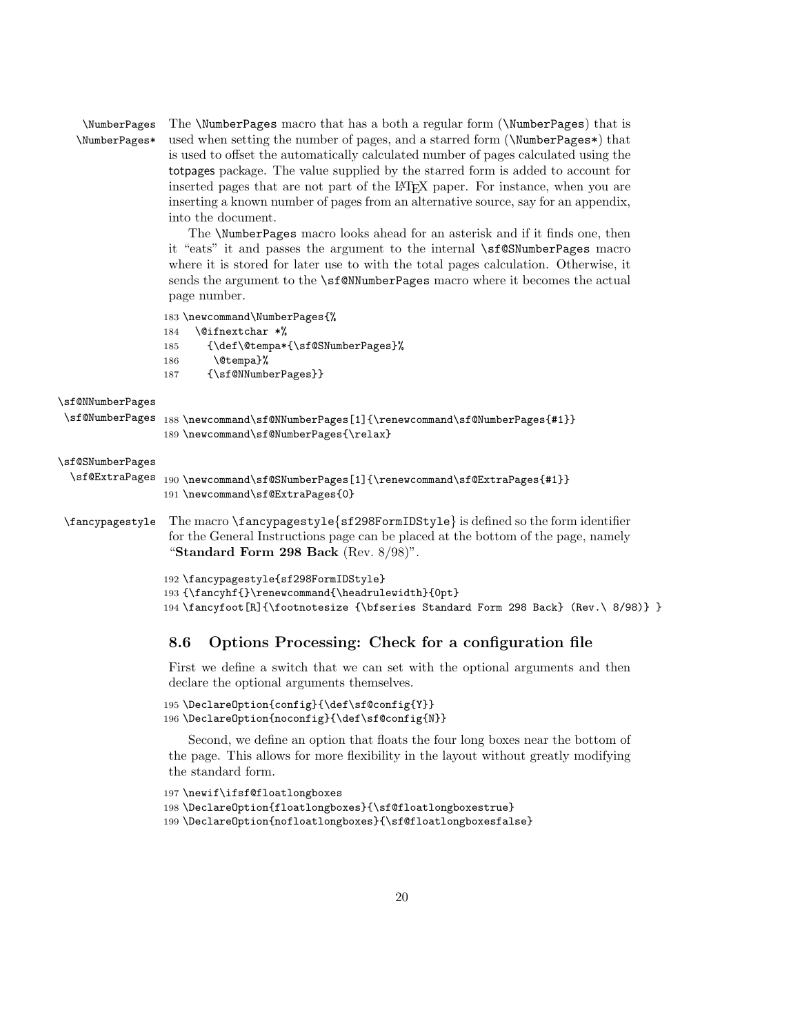\NumberPages
\NumberPages*

The `\NumberPages` macro that has a both a regular form (`\NumberPages`) that is used when setting the number of pages, and a starred form (`\NumberPages*`) that is used to offset the automatically calculated number of pages calculated using the `totpages` package. The value supplied by the starred form is added to account for inserted pages that are not part of the LaTeX paper. For instance, when you are inserting a known number of pages from an alternative source, say for an appendix, into the document.

The `\NumberPages` macro looks ahead for an asterisk and if it finds one, then it "eats" it and passes the argument to the internal `\sf@SNumberPages` macro where it is stored for later use to with the total pages calculation. Otherwise, it sends the argument to the `\sf@NNumberPages` macro where it becomes the actual page number.

```
183 \newcommand\NumberPages{%
184   \@ifnextchar *%
185     {\def\@tempa*{\sf@SNumberPages}%
186      \@tempa}%
187     {\sf@NNumberPages}}
```

\sf@NNumberPages
\sf@NumberPages

```
188 \newcommand\sf@NNumberPages[1]{\renewcommand\sf@NumberPages{#1}}
189 \newcommand\sf@NumberPages{\relax}
```

\sf@SNumberPages
\sf@ExtraPages

```
190 \newcommand\sf@SNumberPages[1]{\renewcommand\sf@ExtraPages{#1}}
191 \newcommand\sf@ExtraPages{0}
```

\fancypagestyle

The macro `\fancypagestyle{sf298FormIDStyle}` is defined so the form identifier for the General Instructions page can be placed at the bottom of the page, namely "**Standard Form 298 Back** (Rev. 8/98)".

```
192 \fancypagestyle{sf298FormIDStyle}
193 {\fancyhf{}\renewcommand{\headrulewidth}{0pt}
194 \fancyfoot[R]{\footnotesize {\bfseries Standard Form 298 Back} (Rev.\ 8/98)} }
```

## 8.6 Options Processing: Check for a configuration file

First we define a switch that we can set with the optional arguments and then declare the optional arguments themselves.

```
195 \DeclareOption{config}{\def\sf@config{Y}}
196 \DeclareOption{noconfig}{\def\sf@config{N}}
```

Second, we define an option that floats the four long boxes near the bottom of the page. This allows for more flexibility in the layout without greatly modifying the standard form.

```
197 \newif\ifsf@floatlongboxes
198 \DeclareOption{floatlongboxes}{\sf@floatlongboxestrue}
199 \DeclareOption{nofloatlongboxes}{\sf@floatlongboxesfalse}
```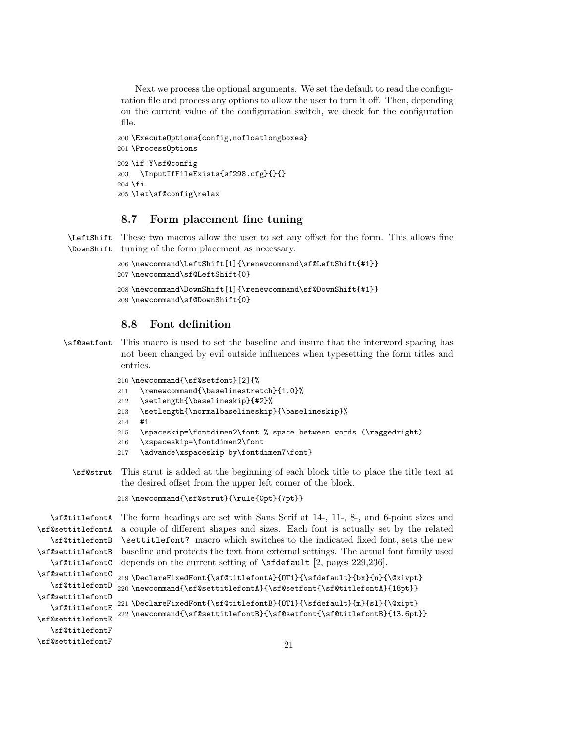Next we process the optional arguments. We set the default to read the configuration file and process any options to allow the user to turn it off. Then, depending on the current value of the configuration switch, we check for the configuration file.

```
200 \ExecuteOptions{config,nofloatlongboxes}
201 \ProcessOptions
202 \if Y\sf@config
203   \InputIfFileExists{sf298.cfg}{}{}
204 \fi
205 \let\sf@config\relax
```

### 8.7 Form placement fine tuning

\LeftShift \DownShift These two macros allow the user to set any offset for the form. This allows fine tuning of the form placement as necessary.

```
206 \newcommand\LeftShift[1]{\renewcommand\sf@LeftShift{#1}}
207 \newcommand\sf@LeftShift{0}
208 \newcommand\DownShift[1]{\renewcommand\sf@DownShift{#1}}
209 \newcommand\sf@DownShift{0}
```

### 8.8 Font definition

\sf@setfont This macro is used to set the baseline and insure that the interword spacing has not been changed by evil outside influences when typesetting the form titles and entries.

```
210 \newcommand{\sf@setfont}[2]{%
211   \renewcommand{\baselinestretch}{1.0}%
212   \setlength{\baselineskip}{#2}%
213   \setlength{\normalbaselineskip}{\baselineskip}%
214   #1
215   \spaceskip=\fontdimen2\font % space between words (\raggedright)
216   \xspaceskip=\fontdimen2\font
217   \advance\xspaceskip by\fontdimen7\font}
```

\sf@strut This strut is added at the beginning of each block title to place the title text at the desired offset from the upper left corner of the block.

```
218 \newcommand{\sf@strut}{\rule{0pt}{7pt}}
```

\sf@titlefontA \sf@settitlefontA \sf@titlefontB \sf@settitlefontB \sf@titlefontC \sf@settitlefontC \sf@titlefontD \sf@settitlefontD \sf@titlefontE \sf@settitlefontE \sf@titlefontF \sf@settitlefontF The form headings are set with Sans Serif at 14-, 11-, 8-, and 6-point sizes and a couple of different shapes and sizes. Each font is actually set by the related `\settitlefont?` macro which switches to the indicated fixed font, sets the new baseline and protects the text from external settings. The actual font family used depends on the current setting of `\sfdefault` [2, pages 229,236].

```
219 \DeclareFixedFont{\sf@titlefontA}{OT1}{\sfdefault}{bx}{n}{\@xivpt}
220 \newcommand{\sf@settitlefontA}{\sf@setfont{\sf@titlefontA}{18pt}}
221 \DeclareFixedFont{\sf@titlefontB}{OT1}{\sfdefault}{m}{sl}{\@xipt}
222 \newcommand{\sf@settitlefontB}{\sf@setfont{\sf@titlefontB}{13.6pt}}
```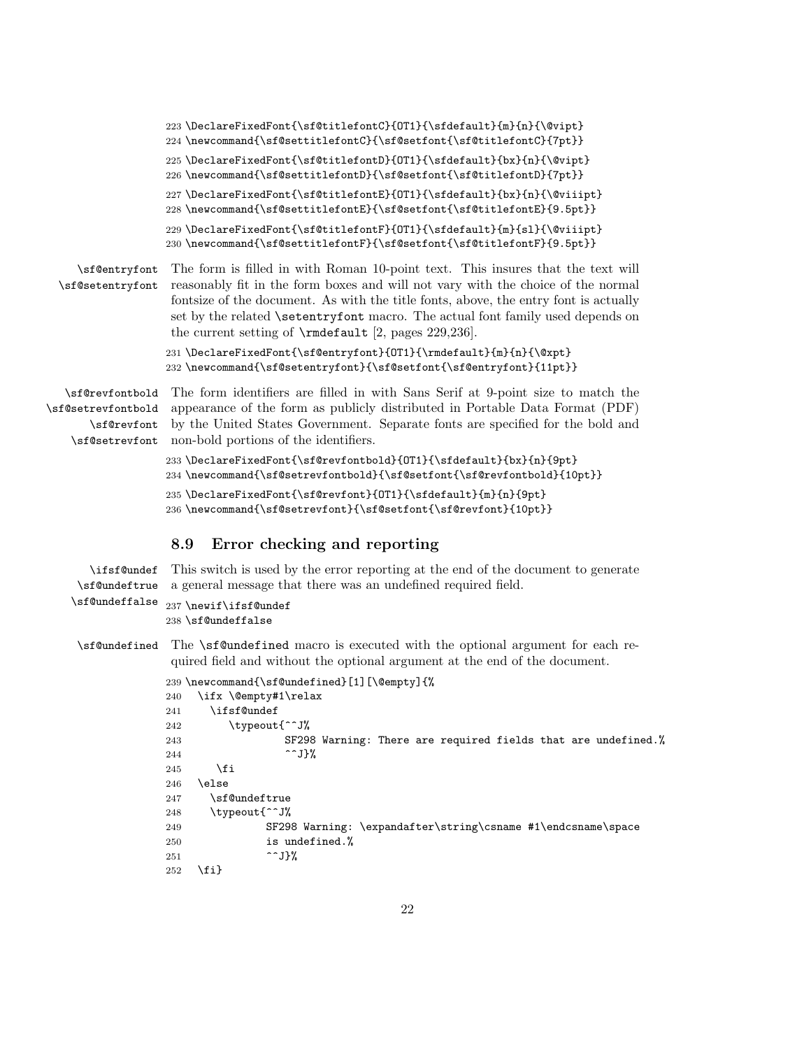```
223 \DeclareFixedFont{\sf@titlefontC}{OT1}{\sfdefault}{m}{n}{\@vipt}
224 \newcommand{\sf@settitlefontC}{\sf@setfont{\sf@titlefontC}{7pt}}
225 \DeclareFixedFont{\sf@titlefontD}{OT1}{\sfdefault}{bx}{n}{\@vipt}
226 \newcommand{\sf@settitlefontD}{\sf@setfont{\sf@titlefontD}{7pt}}
227 \DeclareFixedFont{\sf@titlefontE}{OT1}{\sfdefault}{bx}{n}{\@viiipt}
228 \newcommand{\sf@settitlefontE}{\sf@setfont{\sf@titlefontE}{9.5pt}}
229 \DeclareFixedFont{\sf@titlefontF}{OT1}{\sfdefault}{m}{sl}{\@viiipt}
230 \newcommand{\sf@settitlefontF}{\sf@setfont{\sf@titlefontF}{9.5pt}}
```

`\sf@entryfont` `\sf@setentryfont`

The form is filled in with Roman 10-point text. This insures that the text will reasonably fit in the form boxes and will not vary with the choice of the normal fontsize of the document. As with the title fonts, above, the entry font is actually set by the related `\setentryfont` macro. The actual font family used depends on the current setting of `\rmdefault` [2, pages 229,236].

```
231 \DeclareFixedFont{\sf@entryfont}{OT1}{\rmdefault}{m}{n}{\@xpt}
232 \newcommand{\sf@setentryfont}{\sf@setfont{\sf@entryfont}{11pt}}
```

`\sf@revfontbold` `\sf@setrevfontbold` `\sf@revfont` `\sf@setrevfont`

The form identifiers are filled in with Sans Serif at 9-point size to match the appearance of the form as publicly distributed in Portable Data Format (PDF) by the United States Government. Separate fonts are specified for the bold and non-bold portions of the identifiers.

```
233 \DeclareFixedFont{\sf@revfontbold}{OT1}{\sfdefault}{bx}{n}{9pt}
234 \newcommand{\sf@setrevfontbold}{\sf@setfont{\sf@revfontbold}{10pt}}
235 \DeclareFixedFont{\sf@revfont}{OT1}{\sfdefault}{m}{n}{9pt}
236 \newcommand{\sf@setrevfont}{\sf@setfont{\sf@revfont}{10pt}}
```

## 8.9 Error checking and reporting

`\ifsf@undef` `\sf@undeftrue` `\sf@undeffalse`

This switch is used by the error reporting at the end of the document to generate a general message that there was an undefined required field.

```
237 \newif\ifsf@undef
238 \sf@undeffalse
```

`\sf@undefined`

The `\sf@undefined` macro is executed with the optional argument for each required field and without the optional argument at the end of the document.

```
239 \newcommand{\sf@undefined}[1][\@empty]{%
240   \ifx \@empty#1\relax
241     \ifsf@undef
242       \typeout{^^J%
243                SF298 Warning: There are required fields that are undefined.%
244                ^^J}%
245     \fi
246   \else
247     \sf@undeftrue
248     \typeout{^^J%
249              SF298 Warning: \expandafter\string\csname #1\endcsname\space
250              is undefined.%
251              ^^J}%
252   \fi}
```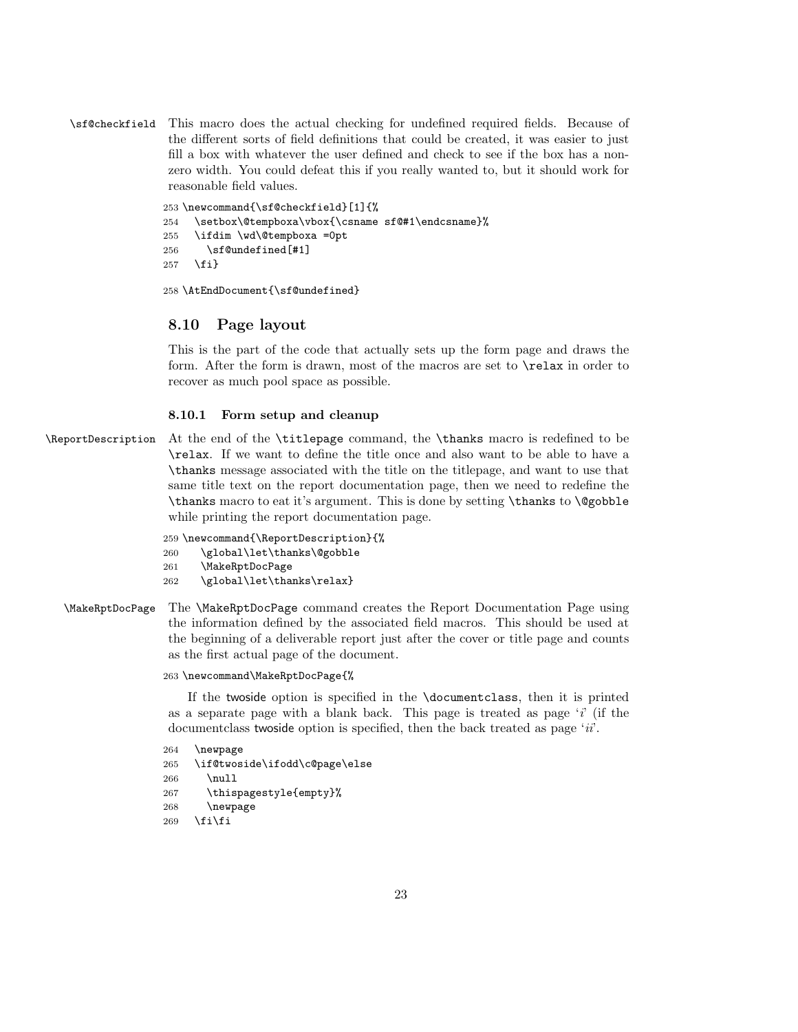\sf@checkfield This macro does the actual checking for undefined required fields. Because of the different sorts of field definitions that could be created, it was easier to just fill a box with whatever the user defined and check to see if the box has a non-zero width. You could defeat this if you really wanted to, but it should work for reasonable field values.

```
253 \newcommand{\sf@checkfield}[1]{%
254   \setbox\@tempboxa\vbox{\csname sf@#1\endcsname}%
255   \ifdim \wd\@tempboxa =0pt
256     \sf@undefined[#1]
257   \fi}
```

```
258 \AtEndDocument{\sf@undefined}
```

## 8.10 Page layout

This is the part of the code that actually sets up the form page and draws the form. After the form is drawn, most of the macros are set to `\relax` in order to recover as much pool space as possible.

### 8.10.1 Form setup and cleanup

\ReportDescription At the end of the `\titlepage` command, the `\thanks` macro is redefined to be `\relax`. If we want to define the title once and also want to be able to have a `\thanks` message associated with the title on the titlepage, and want to use that same title text on the report documentation page, then we need to redefine the `\thanks` macro to eat it's argument. This is done by setting `\thanks` to `\@gobble` while printing the report documentation page.

```
259 \newcommand{\ReportDescription}{%
260     \global\let\thanks\@gobble
261     \MakeRptDocPage
262     \global\let\thanks\relax}
```

\MakeRptDocPage The `\MakeRptDocPage` command creates the Report Documentation Page using the information defined by the associated field macros. This should be used at the beginning of a deliverable report just after the cover or title page and counts as the first actual page of the document.

```
263 \newcommand\MakeRptDocPage{%
```

If the twoside option is specified in the `\documentclass`, then it is printed as a separate page with a blank back. This page is treated as page '*i*' (if the documentclass twoside option is specified, then the back treated as page '*ii*'.

```
264   \newpage
265   \if@twoside\ifodd\c@page\else
266     \null
267     \thispagestyle{empty}%
268     \newpage
269   \fi\fi
```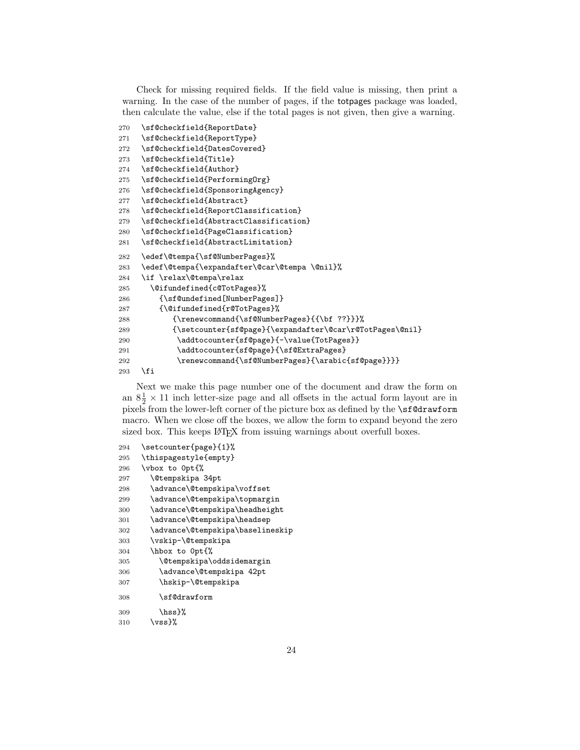Check for missing required fields. If the field value is missing, then print a warning. In the case of the number of pages, if the totpages package was loaded, then calculate the value, else if the total pages is not given, then give a warning.

```
270   \sf@checkfield{ReportDate}
271   \sf@checkfield{ReportType}
272   \sf@checkfield{DatesCovered}
273   \sf@checkfield{Title}
274   \sf@checkfield{Author}
275   \sf@checkfield{PerformingOrg}
276   \sf@checkfield{SponsoringAgency}
277   \sf@checkfield{Abstract}
278   \sf@checkfield{ReportClassification}
279   \sf@checkfield{AbstractClassification}
280   \sf@checkfield{PageClassification}
281   \sf@checkfield{AbstractLimitation}
282   \edef\@tempa{\sf@NumberPages}%
283   \edef\@tempa{\expandafter\@car\@tempa \@nil}%
284   \if \relax\@tempa\relax
285     \@ifundefined{c@TotPages}%
286       {\sf@undefined[NumberPages]}
287       {\@ifundefined{r@TotPages}%
288          {\renewcommand{\sf@NumberPages}{{\bf ??}}}%
289          {\setcounter{sf@page}{\expandafter\@car\r@TotPages\@nil}
290           \addtocounter{sf@page}{-\value{TotPages}}
291           \addtocounter{sf@page}{\sf@ExtraPages}
292           \renewcommand{\sf@NumberPages}{\arabic{sf@page}}}}
293   \fi
```

Next we make this page number one of the document and draw the form on an $8\frac{1}{2} \times 11$ inch letter-size page and all offsets in the actual form layout are in pixels from the lower-left corner of the picture box as defined by the `\sf@drawform` macro. When we close off the boxes, we allow the form to expand beyond the zero sized box. This keeps LaTeX from issuing warnings about overfull boxes.

```
294   \setcounter{page}{1}%
295   \thispagestyle{empty}
296   \vbox to 0pt{%
297     \@tempskipa 34pt
298     \advance\@tempskipa\voffset
299     \advance\@tempskipa\topmargin
300     \advance\@tempskipa\headheight
301     \advance\@tempskipa\headsep
302     \advance\@tempskipa\baselineskip
303     \vskip-\@tempskipa
304     \hbox to 0pt{%
305       \@tempskipa\oddsidemargin
306       \advance\@tempskipa 42pt
307       \hskip-\@tempskipa
308       \sf@drawform
309       \hss}%
310     \vss}%
```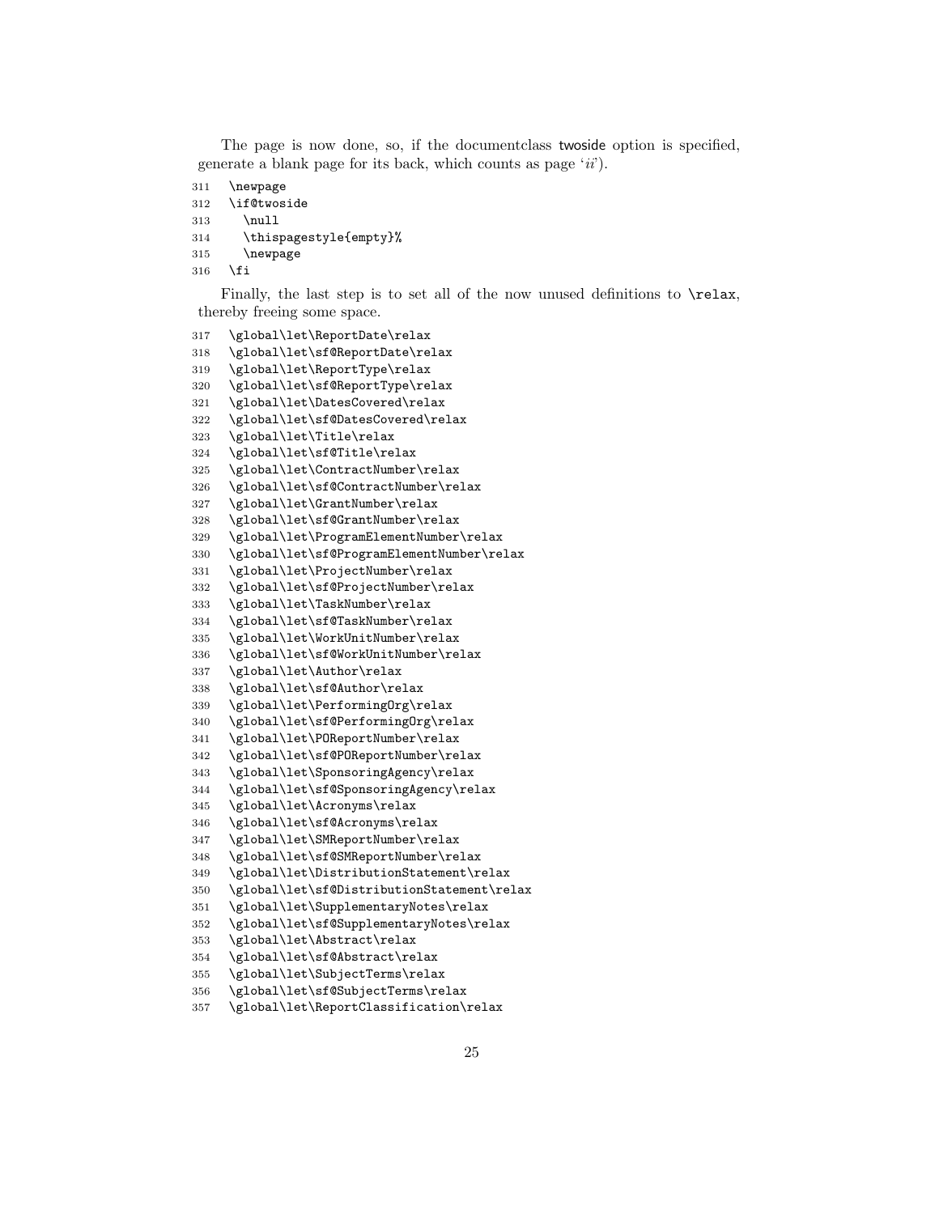The page is now done, so, if the documentclass twoside option is specified, generate a blank page for its back, which counts as page '*ii*').

```
311  \newpage
312  \if@twoside
313    \null
314    \thispagestyle{empty}%
315    \newpage
316  \fi
```

Finally, the last step is to set all of the now unused definitions to `\relax`, thereby freeing some space.

```
317  \global\let\ReportDate\relax
318  \global\let\sf@ReportDate\relax
319  \global\let\ReportType\relax
320  \global\let\sf@ReportType\relax
321  \global\let\DatesCovered\relax
322  \global\let\sf@DatesCovered\relax
323  \global\let\Title\relax
324  \global\let\sf@Title\relax
325  \global\let\ContractNumber\relax
326  \global\let\sf@ContractNumber\relax
327  \global\let\GrantNumber\relax
328  \global\let\sf@GrantNumber\relax
329  \global\let\ProgramElementNumber\relax
330  \global\let\sf@ProgramElementNumber\relax
331  \global\let\ProjectNumber\relax
332  \global\let\sf@ProjectNumber\relax
333  \global\let\TaskNumber\relax
334  \global\let\sf@TaskNumber\relax
335  \global\let\WorkUnitNumber\relax
336  \global\let\sf@WorkUnitNumber\relax
337  \global\let\Author\relax
338  \global\let\sf@Author\relax
339  \global\let\PerformingOrg\relax
340  \global\let\sf@PerformingOrg\relax
341  \global\let\POReportNumber\relax
342  \global\let\sf@POReportNumber\relax
343  \global\let\SponsoringAgency\relax
344  \global\let\sf@SponsoringAgency\relax
345  \global\let\Acronyms\relax
346  \global\let\sf@Acronyms\relax
347  \global\let\SMReportNumber\relax
348  \global\let\sf@SMReportNumber\relax
349  \global\let\DistributionStatement\relax
350  \global\let\sf@DistributionStatement\relax
351  \global\let\SupplementaryNotes\relax
352  \global\let\sf@SupplementaryNotes\relax
353  \global\let\Abstract\relax
354  \global\let\sf@Abstract\relax
355  \global\let\SubjectTerms\relax
356  \global\let\sf@SubjectTerms\relax
357  \global\let\ReportClassification\relax
```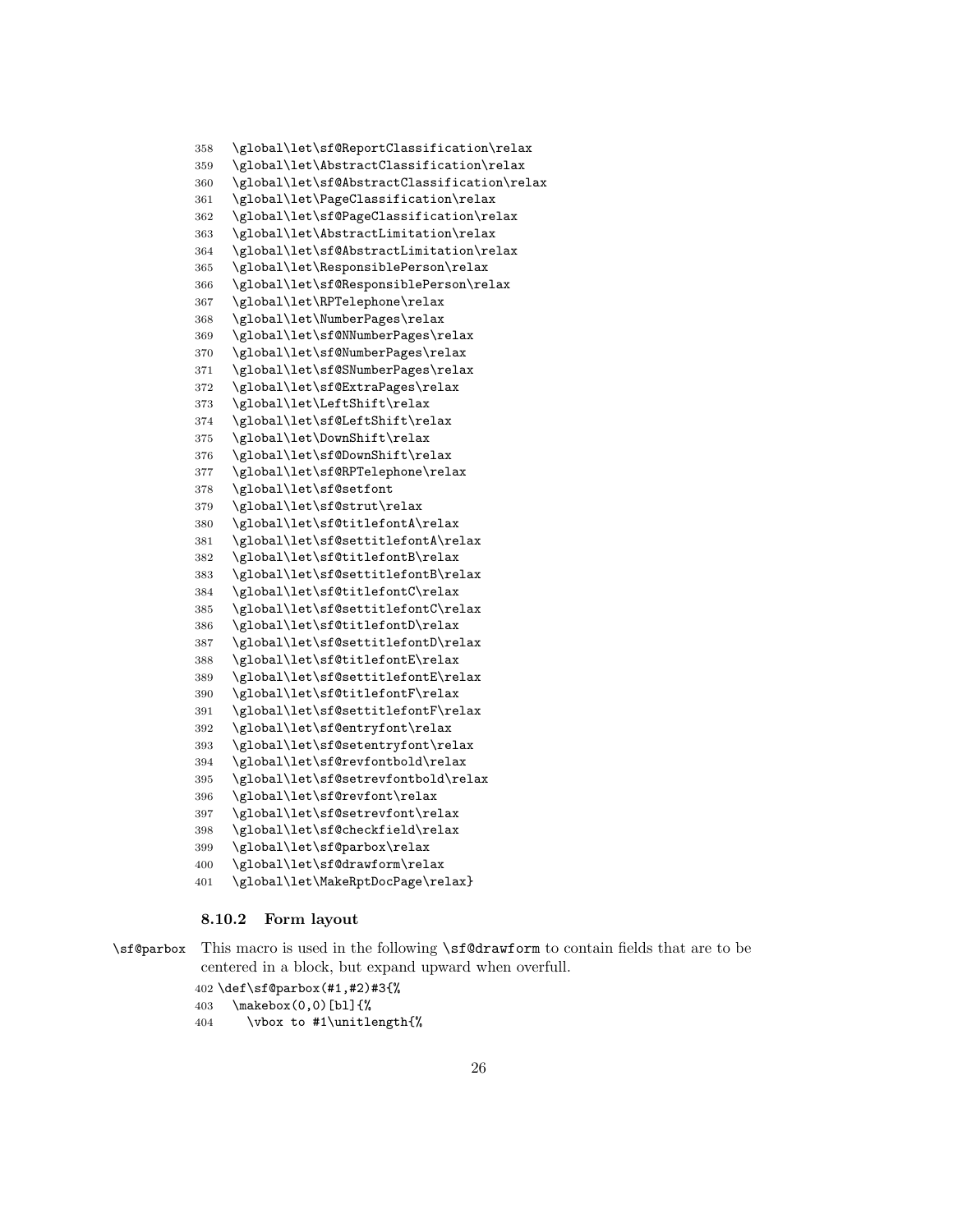```
358   \global\let\sf@ReportClassification\relax
359   \global\let\AbstractClassification\relax
360   \global\let\sf@AbstractClassification\relax
361   \global\let\PageClassification\relax
362   \global\let\sf@PageClassification\relax
363   \global\let\AbstractLimitation\relax
364   \global\let\sf@AbstractLimitation\relax
365   \global\let\ResponsiblePerson\relax
366   \global\let\sf@ResponsiblePerson\relax
367   \global\let\RPTelephone\relax
368   \global\let\NumberPages\relax
369   \global\let\sf@NNumberPages\relax
370   \global\let\sf@NumberPages\relax
371   \global\let\sf@SNumberPages\relax
372   \global\let\sf@ExtraPages\relax
373   \global\let\LeftShift\relax
374   \global\let\sf@LeftShift\relax
375   \global\let\DownShift\relax
376   \global\let\sf@DownShift\relax
377   \global\let\sf@RPTelephone\relax
378   \global\let\sf@setfont
379   \global\let\sf@strut\relax
380   \global\let\sf@titlefontA\relax
381   \global\let\sf@settitlefontA\relax
382   \global\let\sf@titlefontB\relax
383   \global\let\sf@settitlefontB\relax
384   \global\let\sf@titlefontC\relax
385   \global\let\sf@settitlefontC\relax
386   \global\let\sf@titlefontD\relax
387   \global\let\sf@settitlefontD\relax
388   \global\let\sf@titlefontE\relax
389   \global\let\sf@settitlefontE\relax
390   \global\let\sf@titlefontF\relax
391   \global\let\sf@settitlefontF\relax
392   \global\let\sf@entryfont\relax
393   \global\let\sf@setentryfont\relax
394   \global\let\sf@revfontbold\relax
395   \global\let\sf@setrevfontbold\relax
396   \global\let\sf@revfont\relax
397   \global\let\sf@setrevfont\relax
398   \global\let\sf@checkfield\relax
399   \global\let\sf@parbox\relax
400   \global\let\sf@drawform\relax
401   \global\let\MakeRptDocPage\relax}
```

### 8.10.2 Form layout

`\sf@parbox` This macro is used in the following `\sf@drawform` to contain fields that are to be centered in a block, but expand upward when overfull.

```
402 \def\sf@parbox(#1,#2)#3{%
403   \makebox(0,0)[bl]{%
404     \vbox to #1\unitlength{%
```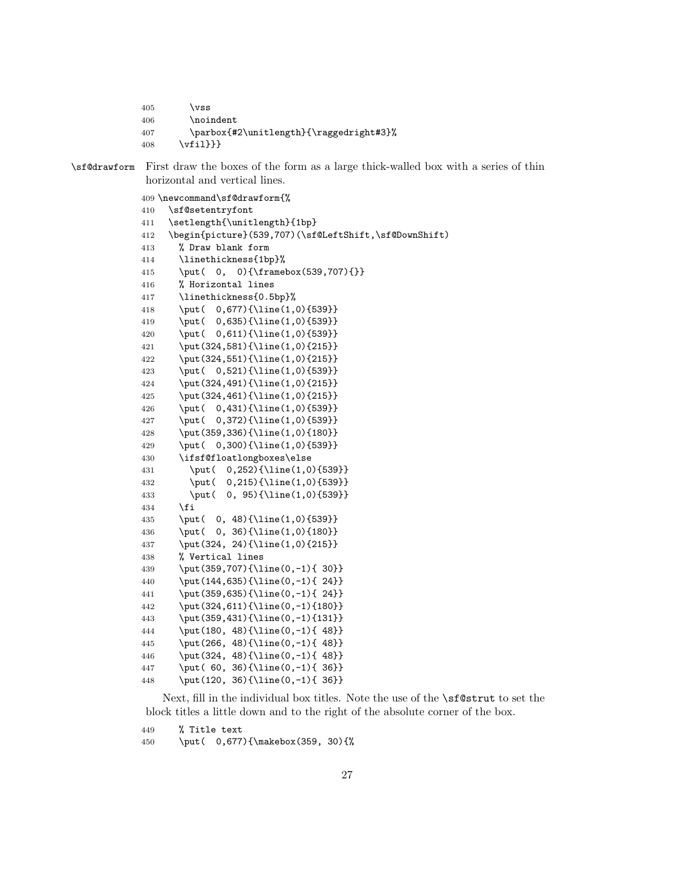```
405       \vss
406       \noindent
407       \parbox{#2\unitlength}{\raggedright#3}%
408     \vfil}}}
```

\sf@drawform First draw the boxes of the form as a large thick-walled box with a series of thin horizontal and vertical lines.

```
409 \newcommand\sf@drawform{%
410   \sf@setentryfont
411   \setlength{\unitlength}{1bp}
412   \begin{picture}(539,707)(\sf@LeftShift,\sf@DownShift)
413     % Draw blank form
414     \linethickness{1bp}%
415     \put( 0,  0){\framebox(539,707){}}
416     % Horizontal lines
417     \linethickness{0.5bp}%
418     \put(  0,677){\line(1,0){539}}
419     \put(  0,635){\line(1,0){539}}
420     \put(  0,611){\line(1,0){539}}
421     \put(324,581){\line(1,0){215}}
422     \put(324,551){\line(1,0){215}}
423     \put(  0,521){\line(1,0){539}}
424     \put(324,491){\line(1,0){215}}
425     \put(324,461){\line(1,0){215}}
426     \put(  0,431){\line(1,0){539}}
427     \put(  0,372){\line(1,0){539}}
428     \put(359,336){\line(1,0){180}}
429     \put(  0,300){\line(1,0){539}}
430     \ifsf@floatlongboxes\else
431       \put(  0,252){\line(1,0){539}}
432       \put(  0,215){\line(1,0){539}}
433       \put(  0, 95){\line(1,0){539}}
434     \fi
435     \put(  0, 48){\line(1,0){539}}
436     \put(  0, 36){\line(1,0){180}}
437     \put(324, 24){\line(1,0){215}}
438     % Vertical lines
439     \put(359,707){\line(0,-1){ 30}}
440     \put(144,635){\line(0,-1){ 24}}
441     \put(359,635){\line(0,-1){ 24}}
442     \put(324,611){\line(0,-1){180}}
443     \put(359,431){\line(0,-1){131}}
444     \put(180, 48){\line(0,-1){ 48}}
445     \put(266, 48){\line(0,-1){ 48}}
446     \put(324, 48){\line(0,-1){ 48}}
447     \put( 60, 36){\line(0,-1){ 36}}
448     \put(120, 36){\line(0,-1){ 36}}
```

Next, fill in the individual box titles. Note the use of the \sf@strut to set the block titles a little down and to the right of the absolute corner of the box.

```
449     % Title text
450     \put(  0,677){\makebox(359, 30){%
```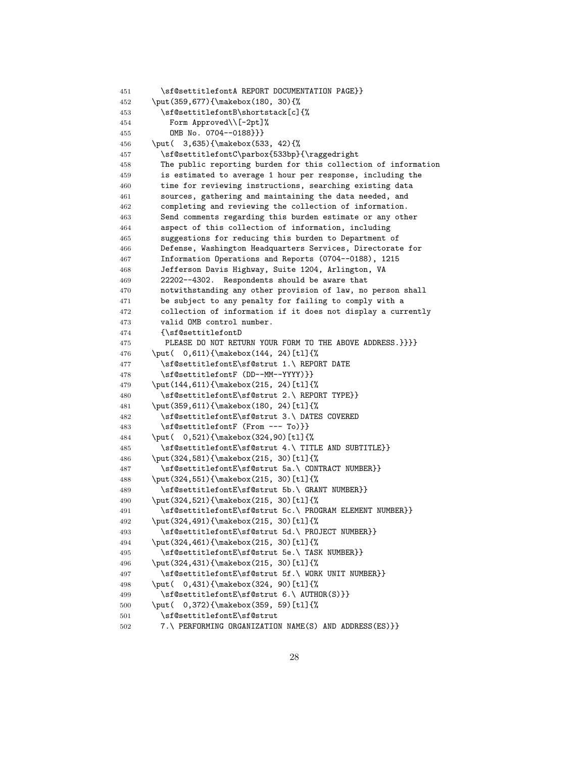```
451      \sf@settitlefontA REPORT DOCUMENTATION PAGE}}
452    \put(359,677){\makebox(180, 30){%
453      \sf@settitlefontB\shortstack[c]{%
454        Form Approved\\[-2pt]%
455        OMB No. 0704--0188}}}
456    \put(  3,635){\makebox(533, 42){%
457      \sf@settitlefontC\parbox{533bp}{\raggedright
458      The public reporting burden for this collection of information
459      is estimated to average 1 hour per response, including the
460      time for reviewing instructions, searching existing data
461      sources, gathering and maintaining the data needed, and
462      completing and reviewing the collection of information.
463      Send comments regarding this burden estimate or any other
464      aspect of this collection of information, including
465      suggestions for reducing this burden to Department of
466      Defense, Washington Headquarters Services, Directorate for
467      Information Operations and Reports (0704--0188), 1215
468      Jefferson Davis Highway, Suite 1204, Arlington, VA
469      22202--4302.  Respondents should be aware that
470      notwithstanding any other provision of law, no person shall
471      be subject to any penalty for failing to comply with a
472      collection of information if it does not display a currently
473      valid OMB control number.
474      {\sf@settitlefontD
475       PLEASE DO NOT RETURN YOUR FORM TO THE ABOVE ADDRESS.}}}}
476    \put(  0,611){\makebox(144, 24)[tl]{%
477      \sf@settitlefontE\sf@strut 1.\ REPORT DATE
478      \sf@settitlefontF (DD--MM--YYYY)}}
479    \put(144,611){\makebox(215, 24)[tl]{%
480      \sf@settitlefontE\sf@strut 2.\ REPORT TYPE}}
481    \put(359,611){\makebox(180, 24)[tl]{%
482      \sf@settitlefontE\sf@strut 3.\ DATES COVERED
483      \sf@settitlefontF (From --- To)}}
484    \put(  0,521){\makebox(324,90)[tl]{%
485      \sf@settitlefontE\sf@strut 4.\ TITLE AND SUBTITLE}}
486    \put(324,581){\makebox(215, 30)[tl]{%
487      \sf@settitlefontE\sf@strut 5a.\ CONTRACT NUMBER}}
488    \put(324,551){\makebox(215, 30)[tl]{%
489      \sf@settitlefontE\sf@strut 5b.\ GRANT NUMBER}}
490    \put(324,521){\makebox(215, 30)[tl]{%
491      \sf@settitlefontE\sf@strut 5c.\ PROGRAM ELEMENT NUMBER}}
492    \put(324,491){\makebox(215, 30)[tl]{%
493      \sf@settitlefontE\sf@strut 5d.\ PROJECT NUMBER}}
494    \put(324,461){\makebox(215, 30)[tl]{%
495      \sf@settitlefontE\sf@strut 5e.\ TASK NUMBER}}
496    \put(324,431){\makebox(215, 30)[tl]{%
497      \sf@settitlefontE\sf@strut 5f.\ WORK UNIT NUMBER}}
498    \put(  0,431){\makebox(324, 90)[tl]{%
499      \sf@settitlefontE\sf@strut 6.\ AUTHOR(S)}}
500    \put(  0,372){\makebox(359, 59)[tl]{%
501      \sf@settitlefontE\sf@strut
502      7.\ PERFORMING ORGANIZATION NAME(S) AND ADDRESS(ES)}}
```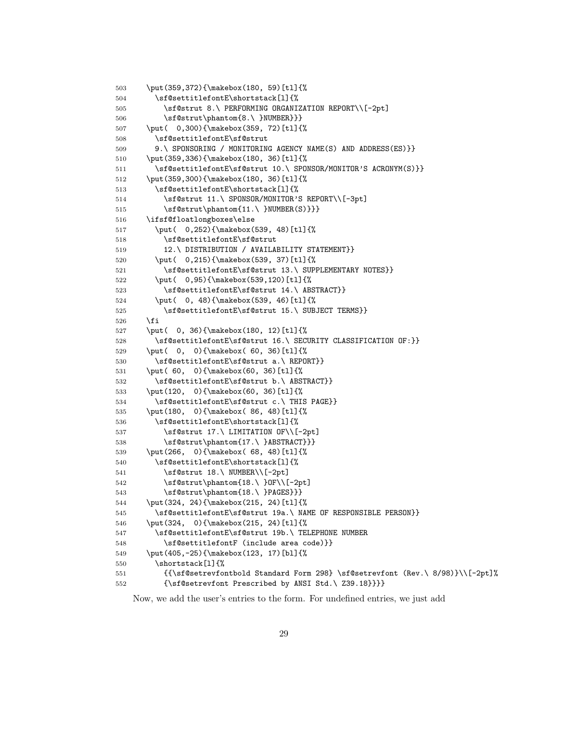```
503    \put(359,372){\makebox(180, 59)[tl]{%
504      \sf@settitlefontE\shortstack[l]{%
505        \sf@strut 8.\ PERFORMING ORGANIZATION REPORT\\[-2pt]
506        \sf@strut\phantom{8.\ }NUMBER}}}
507    \put( 0,300){\makebox(359, 72)[tl]{%
508      \sf@settitlefontE\sf@strut
509      9.\ SPONSORING / MONITORING AGENCY NAME(S) AND ADDRESS(ES)}}
510    \put(359,336){\makebox(180, 36)[tl]{%
511      \sf@settitlefontE\sf@strut 10.\ SPONSOR/MONITOR'S ACRONYM(S)}}
512    \put(359,300){\makebox(180, 36)[tl]{%
513      \sf@settitlefontE\shortstack[l]{%
514        \sf@strut 11.\ SPONSOR/MONITOR'S REPORT\\[-3pt]
515        \sf@strut\phantom{11.\ }NUMBER(S)}}}
516    \ifsf@floatlongboxes\else
517      \put( 0,252){\makebox(539, 48)[tl]{%
518        \sf@settitlefontE\sf@strut
519        12.\ DISTRIBUTION / AVAILABILITY STATEMENT}}
520      \put( 0,215){\makebox(539, 37)[tl]{%
521        \sf@settitlefontE\sf@strut 13.\ SUPPLEMENTARY NOTES}}
522      \put( 0,95){\makebox(539,120)[tl]{%
523        \sf@settitlefontE\sf@strut 14.\ ABSTRACT}}
524      \put( 0, 48){\makebox(539, 46)[tl]{%
525        \sf@settitlefontE\sf@strut 15.\ SUBJECT TERMS}}
526    \fi
527    \put( 0, 36){\makebox(180, 12)[tl]{%
528      \sf@settitlefontE\sf@strut 16.\ SECURITY CLASSIFICATION OF:}}
529    \put( 0,  0){\makebox( 60, 36)[tl]{%
530      \sf@settitlefontE\sf@strut a.\ REPORT}}
531    \put( 60,  0){\makebox(60, 36)[tl]{%
532      \sf@settitlefontE\sf@strut b.\ ABSTRACT}}
533    \put(120,  0){\makebox(60, 36)[tl]{%
534      \sf@settitlefontE\sf@strut c.\ THIS PAGE}}
535    \put(180,  0){\makebox( 86, 48)[tl]{%
536      \sf@settitlefontE\shortstack[l]{%
537        \sf@strut 17.\ LIMITATION OF\\[-2pt]
538        \sf@strut\phantom{17.\ }ABSTRACT}}}
539    \put(266,  0){\makebox( 68, 48)[tl]{%
540      \sf@settitlefontE\shortstack[l]{%
541        \sf@strut 18.\ NUMBER\\[-2pt]
542        \sf@strut\phantom{18.\ }OF\\[-2pt]
543        \sf@strut\phantom{18.\ }PAGES}}}
544    \put(324, 24){\makebox(215, 24)[tl]{%
545      \sf@settitlefontE\sf@strut 19a.\ NAME OF RESPONSIBLE PERSON}}
546    \put(324,  0){\makebox(215, 24)[tl]{%
547      \sf@settitlefontE\sf@strut 19b.\ TELEPHONE NUMBER
548        \sf@settitlefontF (include area code)}}
549    \put(405,-25){\makebox(123, 17)[bl]{%
550      \shortstack[l]{%
551        {{\sf@setrevfontbold Standard Form 298} \sf@setrevfont (Rev.\ 8/98)}\\[-2pt]%
552        {\sf@setrevfont Prescribed by ANSI Std.\ Z39.18}}}}
```

Now, we add the user's entries to the form. For undefined entries, we just add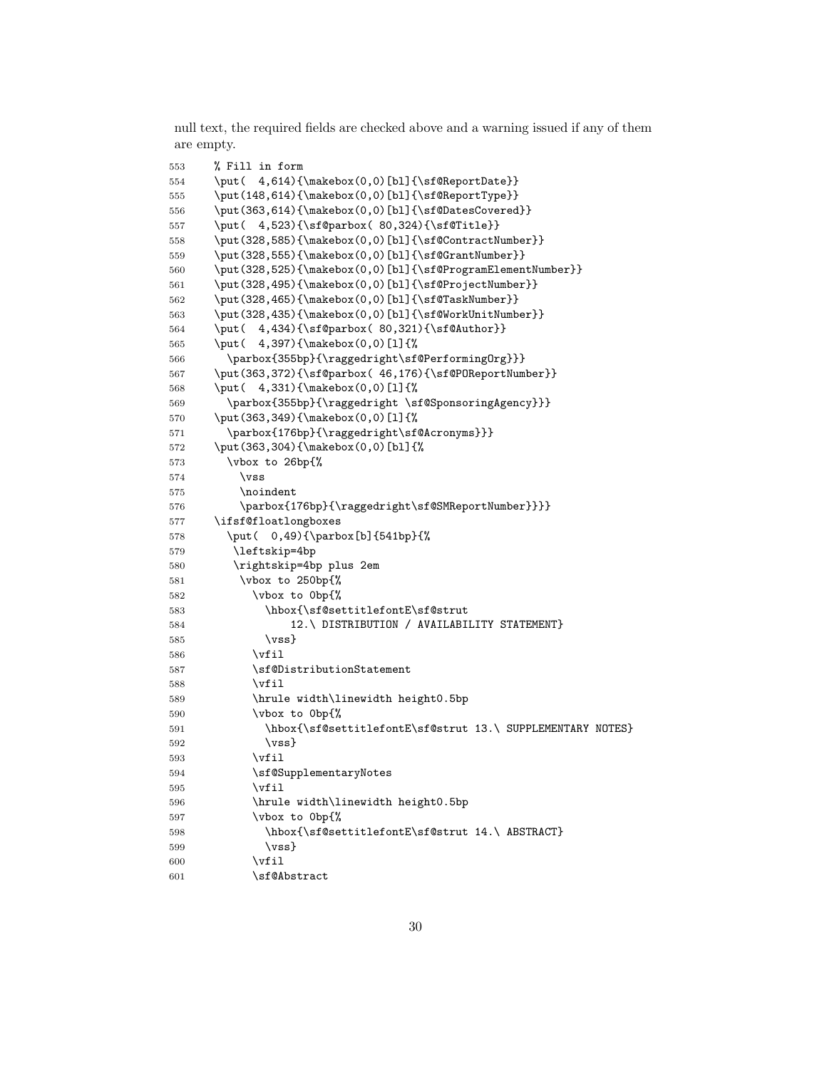null text, the required fields are checked above and a warning issued if any of them are empty.

```
553     % Fill in form
554     \put(  4,614){\makebox(0,0)[bl]{\sf@ReportDate}}
555     \put(148,614){\makebox(0,0)[bl]{\sf@ReportType}}
556     \put(363,614){\makebox(0,0)[bl]{\sf@DatesCovered}}
557     \put(  4,523){\sf@parbox( 80,324){\sf@Title}}
558     \put(328,585){\makebox(0,0)[bl]{\sf@ContractNumber}}
559     \put(328,555){\makebox(0,0)[bl]{\sf@GrantNumber}}
560     \put(328,525){\makebox(0,0)[bl]{\sf@ProgramElementNumber}}
561     \put(328,495){\makebox(0,0)[bl]{\sf@ProjectNumber}}
562     \put(328,465){\makebox(0,0)[bl]{\sf@TaskNumber}}
563     \put(328,435){\makebox(0,0)[bl]{\sf@WorkUnitNumber}}
564     \put(  4,434){\sf@parbox( 80,321){\sf@Author}}
565     \put(  4,397){\makebox(0,0)[l]{%
566       \parbox{355bp}{\raggedright\sf@PerformingOrg}}}
567     \put(363,372){\sf@parbox( 46,176){\sf@POReportNumber}}
568     \put(  4,331){\makebox(0,0)[l]{%
569       \parbox{355bp}{\raggedright \sf@SponsoringAgency}}}
570     \put(363,349){\makebox(0,0)[l]{%
571       \parbox{176bp}{\raggedright\sf@Acronyms}}}
572     \put(363,304){\makebox(0,0)[bl]{%
573       \vbox to 26bp{%
574         \vss
575         \noindent
576         \parbox{176bp}{\raggedright\sf@SMReportNumber}}}}
577     \ifsf@floatlongboxes
578       \put(  0,49){\parbox[b]{541bp}{%
579         \leftskip=4bp
580         \rightskip=4bp plus 2em
581         \vbox to 250bp{%
582           \vbox to 0bp{%
583             \hbox{\sf@settitlefontE\sf@strut
584                 12.\ DISTRIBUTION / AVAILABILITY STATEMENT}
585             \vss}
586           \vfil
587           \sf@DistributionStatement
588           \vfil
589           \hrule width\linewidth height0.5bp
590           \vbox to 0bp{%
591             \hbox{\sf@settitlefontE\sf@strut 13.\ SUPPLEMENTARY NOTES}
592             \vss}
593           \vfil
594           \sf@SupplementaryNotes
595           \vfil
596           \hrule width\linewidth height0.5bp
597           \vbox to 0bp{%
598             \hbox{\sf@settitlefontE\sf@strut 14.\ ABSTRACT}
599             \vss}
600           \vfil
601           \sf@Abstract
```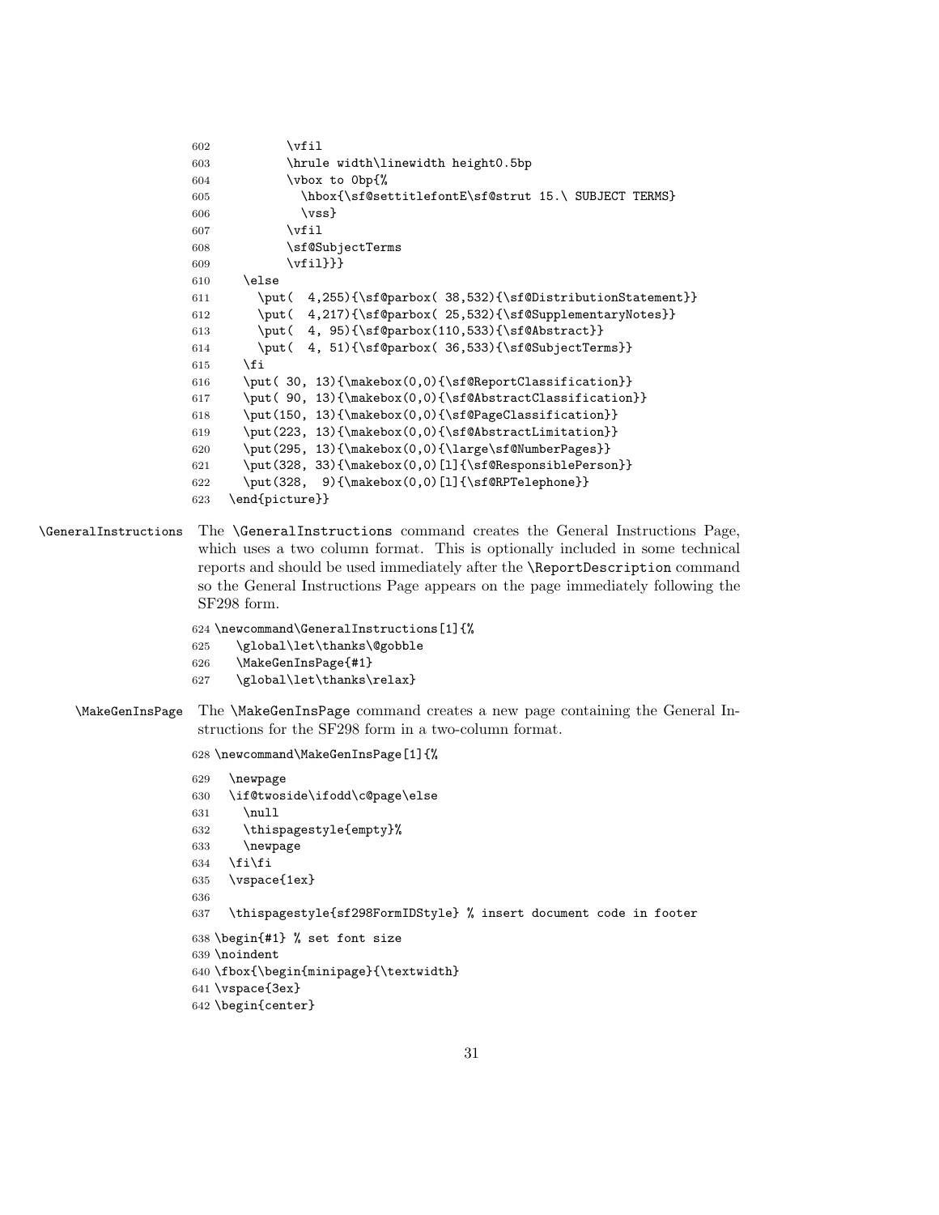```
602         \vfil
603         \hrule width\linewidth height0.5bp
604         \vbox to 0bp{%
605           \hbox{\sf@settitlefontE\sf@strut 15.\ SUBJECT TERMS}
606           \vss}
607         \vfil
608         \sf@SubjectTerms
609         \vfil}}}
610   \else
611     \put( 4,255){\sf@parbox( 38,532){\sf@DistributionStatement}}
612     \put( 4,217){\sf@parbox( 25,532){\sf@SupplementaryNotes}}
613     \put( 4, 95){\sf@parbox(110,533){\sf@Abstract}}
614     \put( 4, 51){\sf@parbox( 36,533){\sf@SubjectTerms}}
615   \fi
616   \put( 30, 13){\makebox(0,0){\sf@ReportClassification}}
617   \put( 90, 13){\makebox(0,0){\sf@AbstractClassification}}
618   \put(150, 13){\makebox(0,0){\sf@PageClassification}}
619   \put(223, 13){\makebox(0,0){\sf@AbstractLimitation}}
620   \put(295, 13){\makebox(0,0){\large\sf@NumberPages}}
621   \put(328, 33){\makebox(0,0)[l]{\sf@ResponsiblePerson}}
622   \put(328,  9){\makebox(0,0)[l]{\sf@RPTelephone}}
623 \end{picture}}
```

\GeneralInstructions — The `\GeneralInstructions` command creates the General Instructions Page, which uses a two column format. This is optionally included in some technical reports and should be used immediately after the `\ReportDescription` command so the General Instructions Page appears on the page immediately following the SF298 form.

```
624 \newcommand\GeneralInstructions[1]{%
625   \global\let\thanks\@gobble
626   \MakeGenInsPage{#1}
627   \global\let\thanks\relax}
```

\MakeGenInsPage — The `\MakeGenInsPage` command creates a new page containing the General Instructions for the SF298 form in a two-column format.

```
628 \newcommand\MakeGenInsPage[1]{%
629   \newpage
630   \if@twoside\ifodd\c@page\else
631     \null
632     \thispagestyle{empty}%
633     \newpage
634   \fi\fi
635   \vspace{1ex}
636
637   \thispagestyle{sf298FormIDStyle} % insert document code in footer
638 \begin{#1} % set font size
639 \noindent
640 \fbox{\begin{minipage}{\textwidth}
641 \vspace{3ex}
642 \begin{center}
```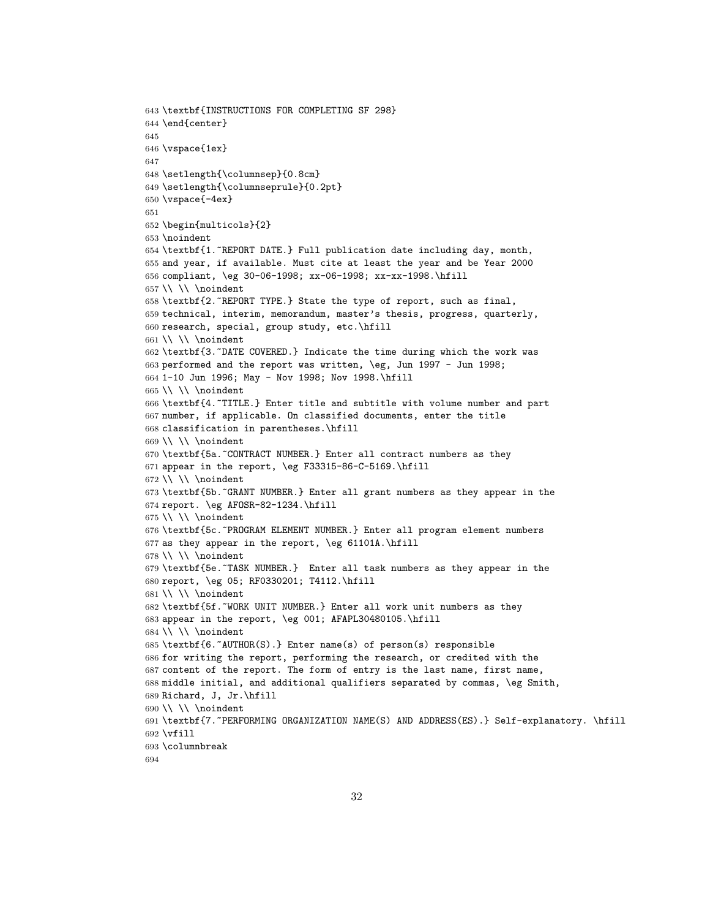```
643 \textbf{INSTRUCTIONS FOR COMPLETING SF 298}
644 \end{center}
645
646 \vspace{1ex}
647
648 \setlength{\columnsep}{0.8cm}
649 \setlength{\columnseprule}{0.2pt}
650 \vspace{-4ex}
651
652 \begin{multicols}{2}
653 \noindent
654 \textbf{1.~REPORT DATE.} Full publication date including day, month,
655 and year, if available. Must cite at least the year and be Year 2000
656 compliant, \eg 30-06-1998; xx-06-1998; xx-xx-1998.\hfill
657 \\ \\ \noindent
658 \textbf{2.~REPORT TYPE.} State the type of report, such as final,
659 technical, interim, memorandum, master's thesis, progress, quarterly,
660 research, special, group study, etc.\hfill
661 \\ \\ \noindent
662 \textbf{3.~DATE COVERED.} Indicate the time during which the work was
663 performed and the report was written, \eg, Jun 1997 - Jun 1998;
664 1-10 Jun 1996; May - Nov 1998; Nov 1998.\hfill
665 \\ \\ \noindent
666 \textbf{4.~TITLE.} Enter title and subtitle with volume number and part
667 number, if applicable. On classified documents, enter the title
668 classification in parentheses.\hfill
669 \\ \\ \noindent
670 \textbf{5a.~CONTRACT NUMBER.} Enter all contract numbers as they
671 appear in the report, \eg F33315-86-C-5169.\hfill
672 \\ \\ \noindent
673 \textbf{5b.~GRANT NUMBER.} Enter all grant numbers as they appear in the
674 report. \eg AFOSR-82-1234.\hfill
675 \\ \\ \noindent
676 \textbf{5c.~PROGRAM ELEMENT NUMBER.} Enter all program element numbers
677 as they appear in the report, \eg 61101A.\hfill
678 \\ \\ \noindent
679 \textbf{5e.~TASK NUMBER.}  Enter all task numbers as they appear in the
680 report, \eg 05; RF0330201; T4112.\hfill
681 \\ \\ \noindent
682 \textbf{5f.~WORK UNIT NUMBER.} Enter all work unit numbers as they
683 appear in the report, \eg 001; AFAPL30480105.\hfill
684 \\ \\ \noindent
685 \textbf{6.~AUTHOR(S).} Enter name(s) of person(s) responsible
686 for writing the report, performing the research, or credited with the
687 content of the report. The form of entry is the last name, first name,
688 middle initial, and additional qualifiers separated by commas, \eg Smith,
689 Richard, J, Jr.\hfill
690 \\ \\ \noindent
691 \textbf{7.~PERFORMING ORGANIZATION NAME(S) AND ADDRESS(ES).} Self-explanatory. \hfill
692 \vfill
693 \columnbreak
694
```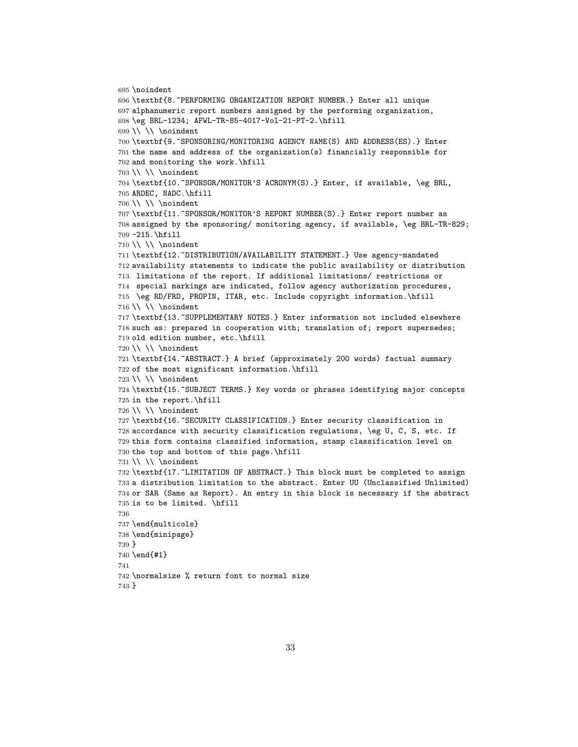```
695 \noindent
696 \textbf{8.~PERFORMING ORGANIZATION REPORT NUMBER.} Enter all unique
697 alphanumeric report numbers assigned by the performing organization,
698 \eg BRL-1234; AFWL-TR-85-4017-Vol-21-PT-2.\hfill
699 \\ \\ \noindent
700 \textbf{9.~SPONSORING/MONITORING AGENCY NAME(S) AND ADDRESS(ES).} Enter
701 the name and address of the organization(s) financially responsible for
702 and monitoring the work.\hfill
703 \\ \\ \noindent
704 \textbf{10.~SPONSOR/MONITOR'S ACRONYM(S).} Enter, if available, \eg BRL,
705 ARDEC, NADC.\hfill
706 \\ \\ \noindent
707 \textbf{11.~SPONSOR/MONITOR'S REPORT NUMBER(S).} Enter report number as
708 assigned by the sponsoring/ monitoring agency, if available, \eg BRL-TR-829;
709 -215.\hfill
710 \\ \\ \noindent
711 \textbf{12.~DISTRIBUTION/AVAILABILITY STATEMENT.} Use agency-mandated
712 availability statements to indicate the public availability or distribution
713  limitations of the report. If additional limitations/ restrictions or
714  special markings are indicated, follow agency authorization procedures,
715  \eg RD/FRD, PROPIN, ITAR, etc. Include copyright information.\hfill
716 \\ \\ \noindent
717 \textbf{13.~SUPPLEMENTARY NOTES.} Enter information not included elsewhere
718 such as: prepared in cooperation with; translation of; report supersedes;
719 old edition number, etc.\hfill
720 \\ \\ \noindent
721 \textbf{14.~ABSTRACT.} A brief (approximately 200 words) factual summary
722 of the most significant information.\hfill
723 \\ \\ \noindent
724 \textbf{15.~SUBJECT TERMS.} Key words or phrases identifying major concepts
725 in the report.\hfill
726 \\ \\ \noindent
727 \textbf{16.~SECURITY CLASSIFICATION.} Enter security classification in
728 accordance with security classification regulations, \eg U, C, S, etc. If
729 this form contains classified information, stamp classification level on
730 the top and bottom of this page.\hfill
731 \\ \\ \noindent
732 \textbf{17.~LIMITATION OF ABSTRACT.} This block must be completed to assign
733 a distribution limitation to the abstract. Enter UU (Unclassified Unlimited)
734 or SAR (Same as Report). An entry in this block is necessary if the abstract
735 is to be limited. \hfill
736
737 \end{multicols}
738 \end{minipage}
739 }
740 \end{#1}
741
742 \normalsize % return font to normal size
743 }
```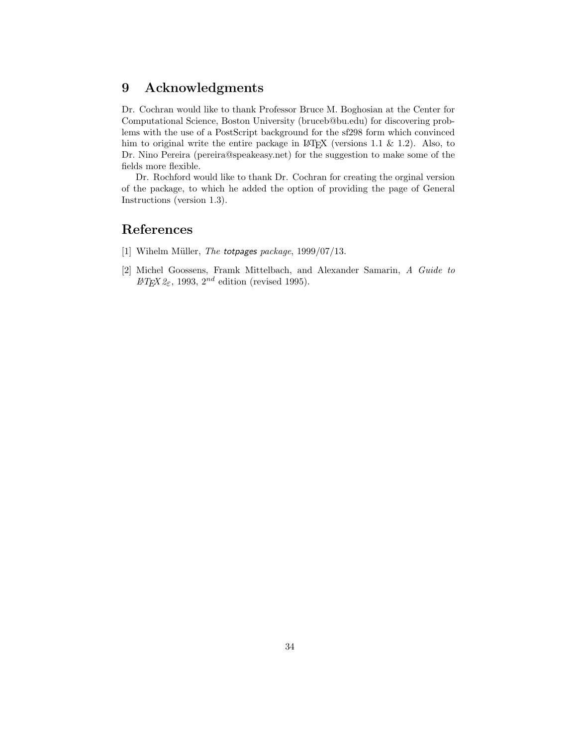## 9 Acknowledgments

Dr. Cochran would like to thank Professor Bruce M. Boghosian at the Center for Computational Science, Boston University (bruceb@bu.edu) for discovering problems with the use of a PostScript background for the sf298 form which convinced him to original write the entire package in LaTeX (versions 1.1 & 1.2). Also, to Dr. Nino Pereira (pereira@speakeasy.net) for the suggestion to make some of the fields more flexible.

Dr. Rochford would like to thank Dr. Cochran for creating the orginal version of the package, to which he added the option of providing the page of General Instructions (version 1.3).

## References

[1] Wihelm Müller, *The totpages package*, 1999/07/13.

[2] Michel Goossens, Framk Mittelbach, and Alexander Samarin, *A Guide to LaTeX 2ε*, 1993, $2^{nd}$ edition (revised 1995).